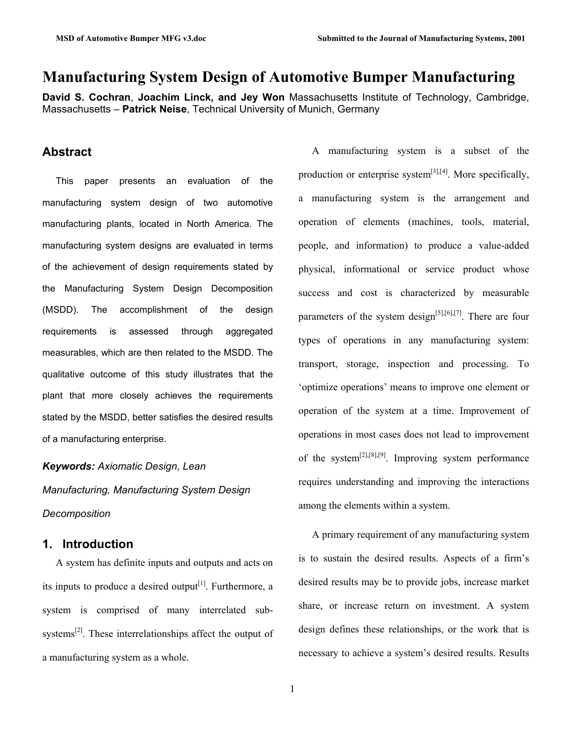# Manufacturing System Design of Automotive Bumper Manufacturing

**David S. Cochran**, **Joachim Linck, and Jey Won** Massachusetts Institute of Technology, Cambridge, Massachusetts – **Patrick Neise**, Technical University of Munich, Germany

## Abstract

This paper presents an evaluation of the manufacturing system design of two automotive manufacturing plants, located in North America. The manufacturing system designs are evaluated in terms of the achievement of design requirements stated by the Manufacturing System Design Decomposition (MSDD). The accomplishment of the design requirements is assessed through aggregated measurables, which are then related to the MSDD. The qualitative outcome of this study illustrates that the plant that more closely achieves the requirements stated by the MSDD, better satisfies the desired results of a manufacturing enterprise.

***Keywords:*** *Axiomatic Design, Lean Manufacturing, Manufacturing System Design Decomposition*

## 1. Introduction

A system has definite inputs and outputs and acts on its inputs to produce a desired output[1]. Furthermore, a system is comprised of many interrelated sub-systems[2]. These interrelationships affect the output of a manufacturing system as a whole.

A manufacturing system is a subset of the production or enterprise system[3],[4]. More specifically, a manufacturing system is the arrangement and operation of elements (machines, tools, material, people, and information) to produce a value-added physical, informational or service product whose success and cost is characterized by measurable parameters of the system design[5],[6],[7]. There are four types of operations in any manufacturing system: transport, storage, inspection and processing. To 'optimize operations' means to improve one element or operation of the system at a time. Improvement of operations in most cases does not lead to improvement of the system[2],[8],[9]. Improving system performance requires understanding and improving the interactions among the elements within a system.

A primary requirement of any manufacturing system is to sustain the desired results. Aspects of a firm's desired results may be to provide jobs, increase market share, or increase return on investment. A system design defines these relationships, or the work that is necessary to achieve a system's desired results. Results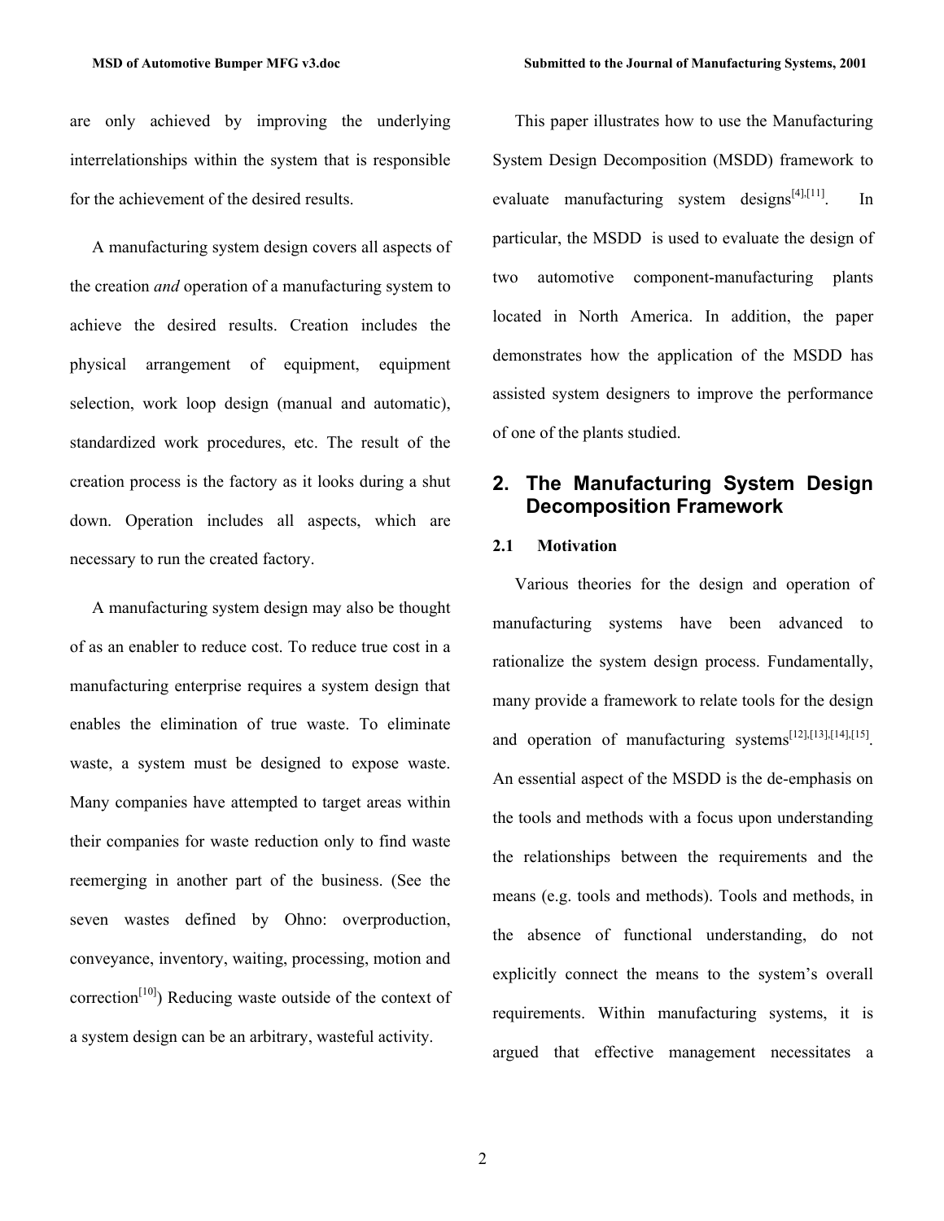are only achieved by improving the underlying interrelationships within the system that is responsible for the achievement of the desired results.

A manufacturing system design covers all aspects of the creation *and* operation of a manufacturing system to achieve the desired results. Creation includes the physical arrangement of equipment, equipment selection, work loop design (manual and automatic), standardized work procedures, etc. The result of the creation process is the factory as it looks during a shut down. Operation includes all aspects, which are necessary to run the created factory.

A manufacturing system design may also be thought of as an enabler to reduce cost. To reduce true cost in a manufacturing enterprise requires a system design that enables the elimination of true waste. To eliminate waste, a system must be designed to expose waste. Many companies have attempted to target areas within their companies for waste reduction only to find waste reemerging in another part of the business. (See the seven wastes defined by Ohno: overproduction, conveyance, inventory, waiting, processing, motion and correction[10]) Reducing waste outside of the context of a system design can be an arbitrary, wasteful activity.

This paper illustrates how to use the Manufacturing System Design Decomposition (MSDD) framework to evaluate manufacturing system designs[4],[11]. In particular, the MSDD is used to evaluate the design of two automotive component-manufacturing plants located in North America. In addition, the paper demonstrates how the application of the MSDD has assisted system designers to improve the performance of one of the plants studied.

## 2. The Manufacturing System Design Decomposition Framework

### 2.1 Motivation

Various theories for the design and operation of manufacturing systems have been advanced to rationalize the system design process. Fundamentally, many provide a framework to relate tools for the design and operation of manufacturing systems[12],[13],[14],[15]. An essential aspect of the MSDD is the de-emphasis on the tools and methods with a focus upon understanding the relationships between the requirements and the means (e.g. tools and methods). Tools and methods, in the absence of functional understanding, do not explicitly connect the means to the system's overall requirements. Within manufacturing systems, it is argued that effective management necessitates a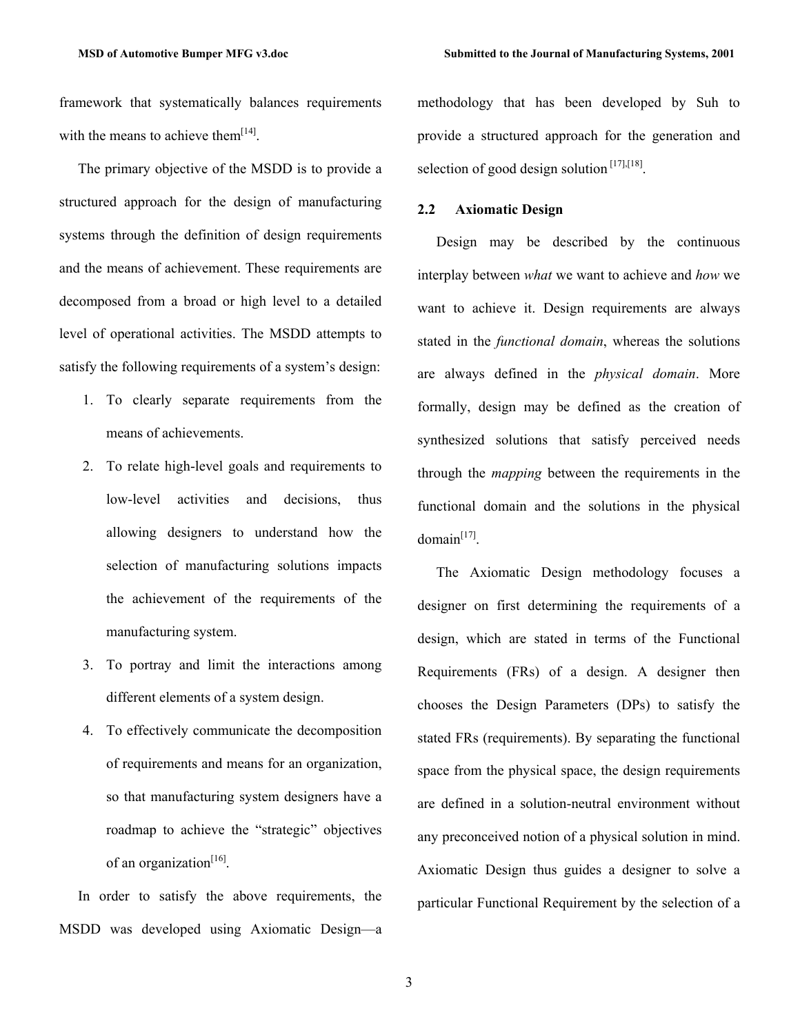framework that systematically balances requirements with the means to achieve them[14].

The primary objective of the MSDD is to provide a structured approach for the design of manufacturing systems through the definition of design requirements and the means of achievement. These requirements are decomposed from a broad or high level to a detailed level of operational activities. The MSDD attempts to satisfy the following requirements of a system's design:

1. To clearly separate requirements from the means of achievements.
2. To relate high-level goals and requirements to low-level activities and decisions, thus allowing designers to understand how the selection of manufacturing solutions impacts the achievement of the requirements of the manufacturing system.
3. To portray and limit the interactions among different elements of a system design.
4. To effectively communicate the decomposition of requirements and means for an organization, so that manufacturing system designers have a roadmap to achieve the "strategic" objectives of an organization[16].

In order to satisfy the above requirements, the MSDD was developed using Axiomatic Design—a methodology that has been developed by Suh to provide a structured approach for the generation and selection of good design solution [17],[18].

### 2.2 Axiomatic Design

Design may be described by the continuous interplay between *what* we want to achieve and *how* we want to achieve it. Design requirements are always stated in the *functional domain*, whereas the solutions are always defined in the *physical domain*. More formally, design may be defined as the creation of synthesized solutions that satisfy perceived needs through the *mapping* between the requirements in the functional domain and the solutions in the physical domain[17].

The Axiomatic Design methodology focuses a designer on first determining the requirements of a design, which are stated in terms of the Functional Requirements (FRs) of a design. A designer then chooses the Design Parameters (DPs) to satisfy the stated FRs (requirements). By separating the functional space from the physical space, the design requirements are defined in a solution-neutral environment without any preconceived notion of a physical solution in mind. Axiomatic Design thus guides a designer to solve a particular Functional Requirement by the selection of a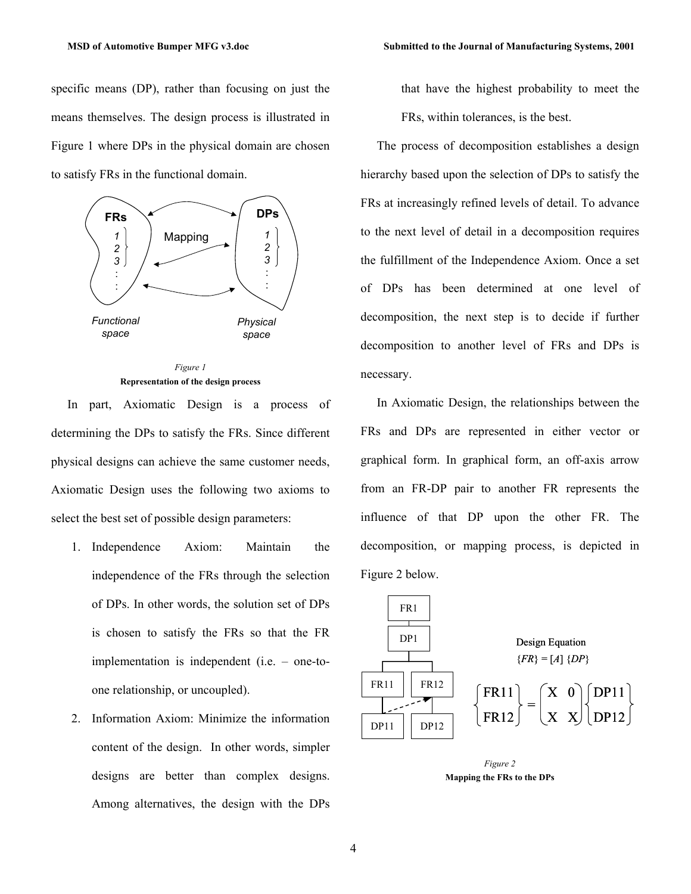specific means (DP), rather than focusing on just the means themselves. The design process is illustrated in Figure 1 where DPs in the physical domain are chosen to satisfy FRs in the functional domain.

*Figure 1*
**Representation of the design process**

In part, Axiomatic Design is a process of determining the DPs to satisfy the FRs. Since different physical designs can achieve the same customer needs, Axiomatic Design uses the following two axioms to select the best set of possible design parameters:

1. Independence Axiom: Maintain the independence of the FRs through the selection of DPs. In other words, the solution set of DPs is chosen to satisfy the FRs so that the FR implementation is independent (i.e. – one-to-one relationship, or uncoupled).
2. Information Axiom: Minimize the information content of the design. In other words, simpler designs are better than complex designs. Among alternatives, the design with the DPs that have the highest probability to meet the FRs, within tolerances, is the best.

The process of decomposition establishes a design hierarchy based upon the selection of DPs to satisfy the FRs at increasingly refined levels of detail. To advance to the next level of detail in a decomposition requires the fulfillment of the Independence Axiom. Once a set of DPs has been determined at one level of decomposition, the next step is to decide if further decomposition to another level of FRs and DPs is necessary.

In Axiomatic Design, the relationships between the FRs and DPs are represented in either vector or graphical form. In graphical form, an off-axis arrow from an FR-DP pair to another FR represents the influence of that DP upon the other FR. The decomposition, or mapping process, is depicted in Figure 2 below.

Design Equation
$\{FR\} = [A]\ \{DP\}$

$$\begin{Bmatrix} FR11 \\ FR12 \end{Bmatrix} = \begin{pmatrix} X & 0 \\ X & X \end{pmatrix} \begin{Bmatrix} DP11 \\ DP12 \end{Bmatrix}$$

*Figure 2*
**Mapping the FRs to the DPs**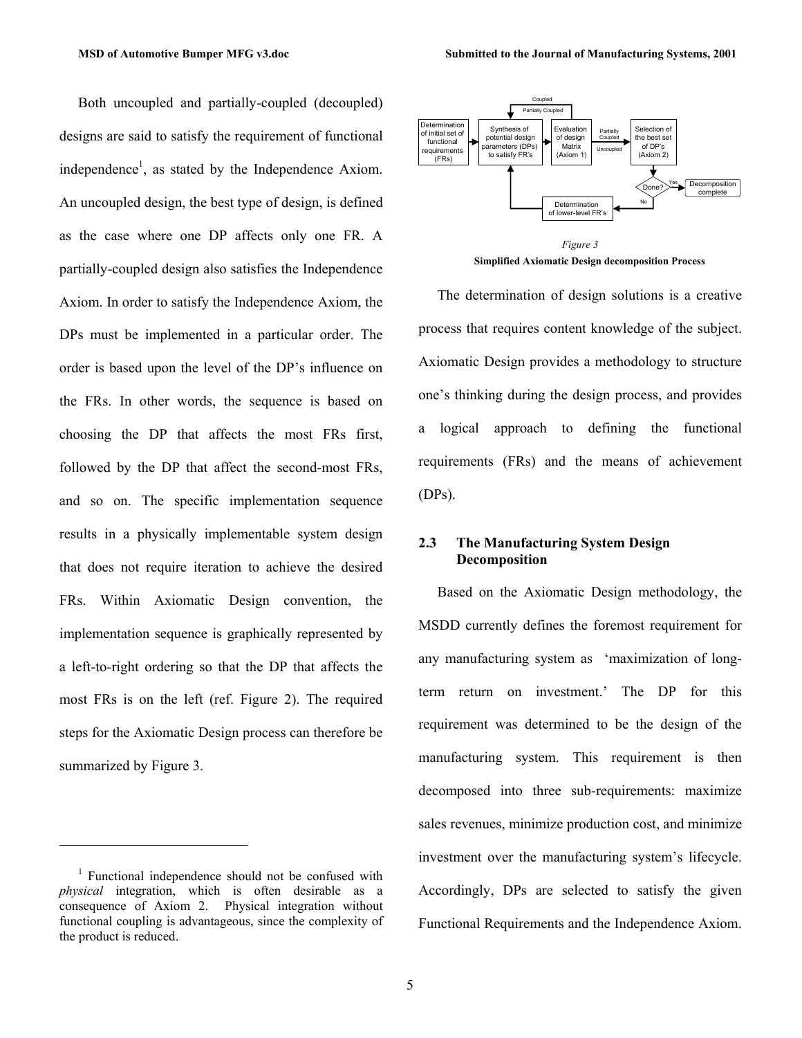Both uncoupled and partially-coupled (decoupled) designs are said to satisfy the requirement of functional independence[1], as stated by the Independence Axiom. An uncoupled design, the best type of design, is defined as the case where one DP affects only one FR. A partially-coupled design also satisfies the Independence Axiom. In order to satisfy the Independence Axiom, the DPs must be implemented in a particular order. The order is based upon the level of the DP's influence on the FRs. In other words, the sequence is based on choosing the DP that affects the most FRs first, followed by the DP that affect the second-most FRs, and so on. The specific implementation sequence results in a physically implementable system design that does not require iteration to achieve the desired FRs. Within Axiomatic Design convention, the implementation sequence is graphically represented by a left-to-right ordering so that the DP that affects the most FRs is on the left (ref. Figure 2). The required steps for the Axiomatic Design process can therefore be summarized by Figure 3.

Coupled / Partially Coupled

Determination of initial set of functional requirements (FRs) → Synthesis of potential design parameters (DPs) to satisfy FR's → Evaluation of design Matrix (Axiom 1) → Partially Coupled / Uncoupled → Selection of the best set of DP's (Axiom 2) → Done? → Yes → Decomposition complete

No → Determination of lower-level FR's

*Figure 3*

**Simplified Axiomatic Design decomposition Process**

The determination of design solutions is a creative process that requires content knowledge of the subject. Axiomatic Design provides a methodology to structure one's thinking during the design process, and provides a logical approach to defining the functional requirements (FRs) and the means of achievement (DPs).

## 2.3 The Manufacturing System Design Decomposition

Based on the Axiomatic Design methodology, the MSDD currently defines the foremost requirement for any manufacturing system as 'maximization of long-term return on investment.' The DP for this requirement was determined to be the design of the manufacturing system. This requirement is then decomposed into three sub-requirements: maximize sales revenues, minimize production cost, and minimize investment over the manufacturing system's lifecycle. Accordingly, DPs are selected to satisfy the given Functional Requirements and the Independence Axiom.

---

[1] Functional independence should not be confused with *physical* integration, which is often desirable as a consequence of Axiom 2. Physical integration without functional coupling is advantageous, since the complexity of the product is reduced.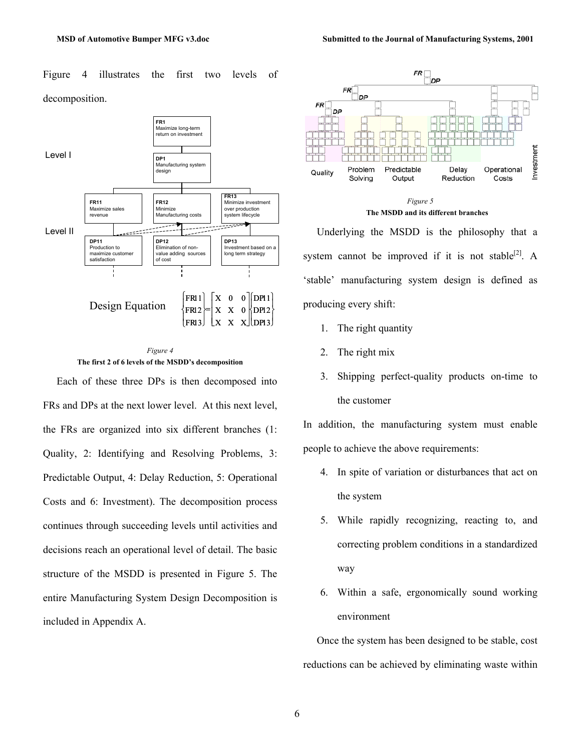Figure 4 illustrates the first two levels of decomposition.

Level I

**FR1** Maximize long-term return on investment

**DP1** Manufacturing system design

Level II

**FR11** Maximize sales revenue

**FR12** Minimize Manufacturing costs

**FR13** Minimize investment over production system lifecycle

**DP11** Production to maximize customer satisfaction

**DP12** Elimination of non-value adding sources of cost

**DP13** Investment based on a long term strategy

Design Equation

$$\begin{Bmatrix} FR11 \\ FR12 \\ FR13 \end{Bmatrix} = \begin{bmatrix} X & 0 & 0 \\ X & X & 0 \\ X & X & X \end{bmatrix} \begin{Bmatrix} DP11 \\ DP12 \\ DP13 \end{Bmatrix}$$

*Figure 4*

**The first 2 of 6 levels of the MSDD's decomposition**

Each of these three DPs is then decomposed into FRs and DPs at the next lower level. At this next level, the FRs are organized into six different branches (1: Quality, 2: Identifying and Resolving Problems, 3: Predictable Output, 4: Delay Reduction, 5: Operational Costs and 6: Investment). The decomposition process continues through succeeding levels until activities and decisions reach an operational level of detail. The basic structure of the MSDD is presented in Figure 5. The entire Manufacturing System Design Decomposition is included in Appendix A.

FR DP FR DP FR DP

Quality | Problem Solving | Predictable Output | Delay Reduction | Operational Costs | Investment

*Figure 5*

**The MSDD and its different branches**

Underlying the MSDD is the philosophy that a system cannot be improved if it is not stable[2]. A 'stable' manufacturing system design is defined as producing every shift:

1. The right quantity
2. The right mix
3. Shipping perfect-quality products on-time to the customer

In addition, the manufacturing system must enable people to achieve the above requirements:

4. In spite of variation or disturbances that act on the system
5. While rapidly recognizing, reacting to, and correcting problem conditions in a standardized way
6. Within a safe, ergonomically sound working environment

Once the system has been designed to be stable, cost reductions can be achieved by eliminating waste within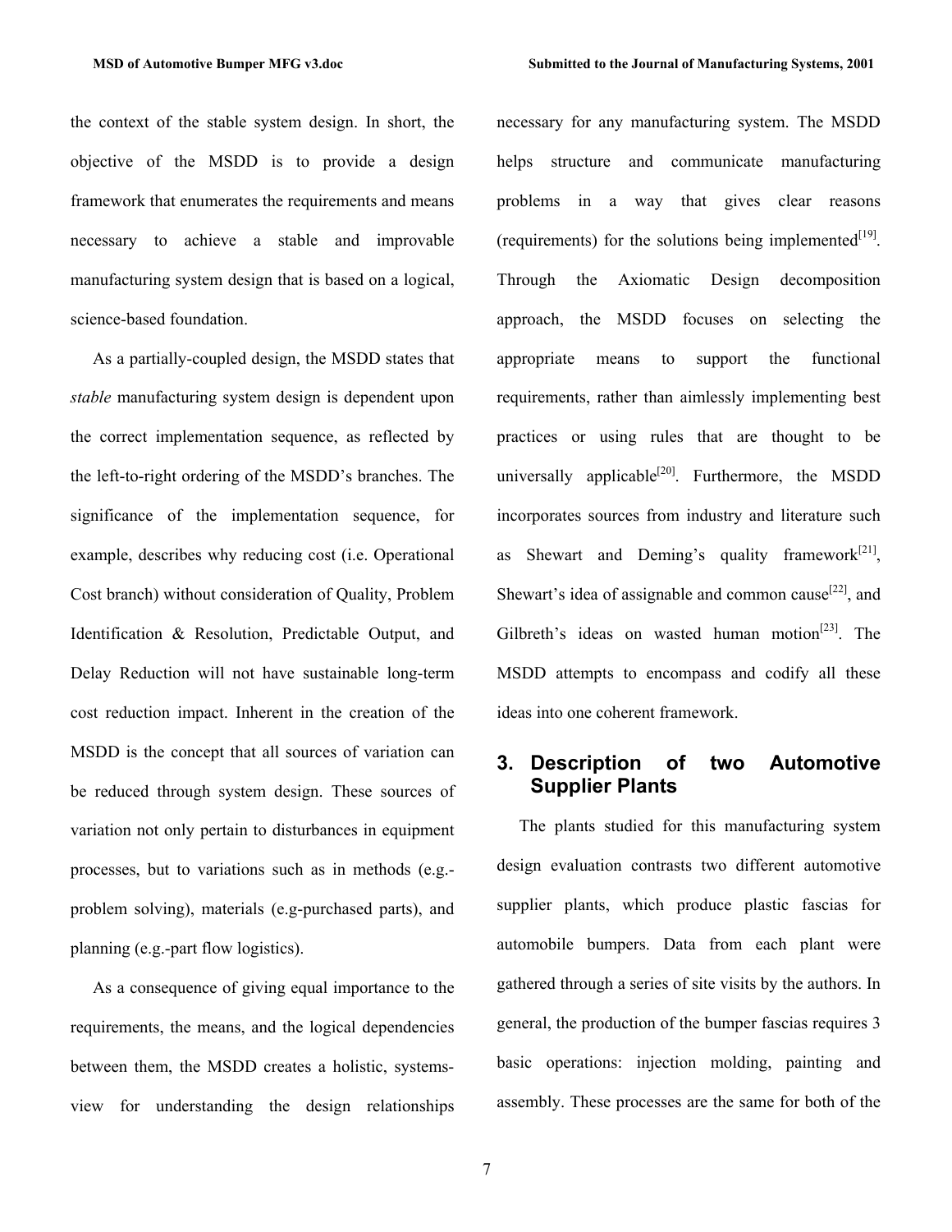the context of the stable system design. In short, the objective of the MSDD is to provide a design framework that enumerates the requirements and means necessary to achieve a stable and improvable manufacturing system design that is based on a logical, science-based foundation.

As a partially-coupled design, the MSDD states that *stable* manufacturing system design is dependent upon the correct implementation sequence, as reflected by the left-to-right ordering of the MSDD's branches. The significance of the implementation sequence, for example, describes why reducing cost (i.e. Operational Cost branch) without consideration of Quality, Problem Identification & Resolution, Predictable Output, and Delay Reduction will not have sustainable long-term cost reduction impact. Inherent in the creation of the MSDD is the concept that all sources of variation can be reduced through system design. These sources of variation not only pertain to disturbances in equipment processes, but to variations such as in methods (e.g.-problem solving), materials (e.g-purchased parts), and planning (e.g.-part flow logistics).

As a consequence of giving equal importance to the requirements, the means, and the logical dependencies between them, the MSDD creates a holistic, systems-view for understanding the design relationships necessary for any manufacturing system. The MSDD helps structure and communicate manufacturing problems in a way that gives clear reasons (requirements) for the solutions being implemented[19]. Through the Axiomatic Design decomposition approach, the MSDD focuses on selecting the appropriate means to support the functional requirements, rather than aimlessly implementing best practices or using rules that are thought to be universally applicable[20]. Furthermore, the MSDD incorporates sources from industry and literature such as Shewart and Deming's quality framework[21], Shewart's idea of assignable and common cause[22], and Gilbreth's ideas on wasted human motion[23]. The MSDD attempts to encompass and codify all these ideas into one coherent framework.

## 3. Description of two Automotive Supplier Plants

The plants studied for this manufacturing system design evaluation contrasts two different automotive supplier plants, which produce plastic fascias for automobile bumpers. Data from each plant were gathered through a series of site visits by the authors. In general, the production of the bumper fascias requires 3 basic operations: injection molding, painting and assembly. These processes are the same for both of the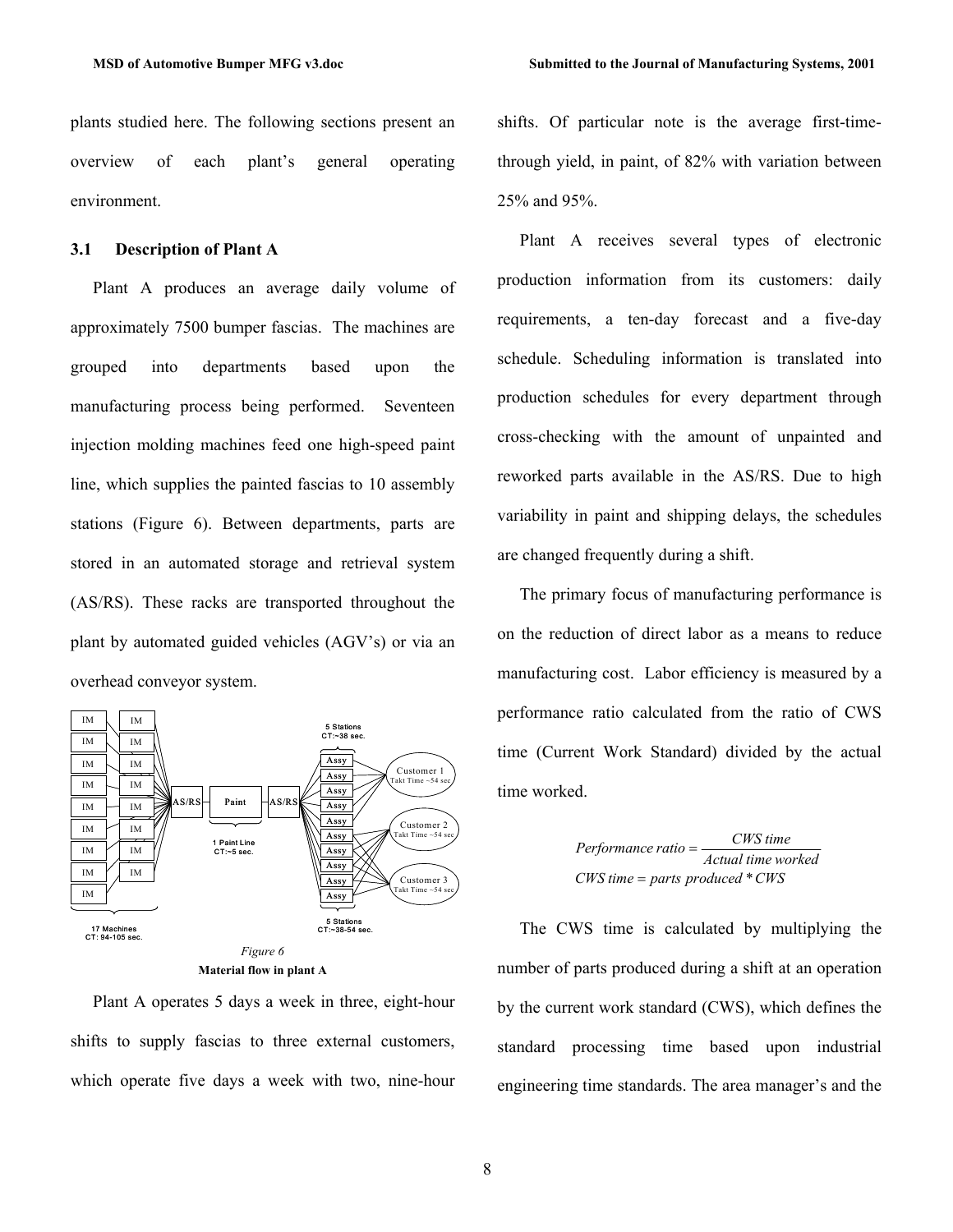plants studied here. The following sections present an overview of each plant's general operating environment.

### 3.1 Description of Plant A

Plant A produces an average daily volume of approximately 7500 bumper fascias. The machines are grouped into departments based upon the manufacturing process being performed. Seventeen injection molding machines feed one high-speed paint line, which supplies the painted fascias to 10 assembly stations (Figure 6). Between departments, parts are stored in an automated storage and retrieval system (AS/RS). These racks are transported throughout the plant by automated guided vehicles (AGV's) or via an overhead conveyor system.

*Figure 6*
**Material flow in plant A**

Plant A operates 5 days a week in three, eight-hour shifts to supply fascias to three external customers, which operate five days a week with two, nine-hour shifts. Of particular note is the average first-time-through yield, in paint, of 82% with variation between 25% and 95%.

Plant A receives several types of electronic production information from its customers: daily requirements, a ten-day forecast and a five-day schedule. Scheduling information is translated into production schedules for every department through cross-checking with the amount of unpainted and reworked parts available in the AS/RS. Due to high variability in paint and shipping delays, the schedules are changed frequently during a shift.

The primary focus of manufacturing performance is on the reduction of direct labor as a means to reduce manufacturing cost. Labor efficiency is measured by a performance ratio calculated from the ratio of CWS time (Current Work Standard) divided by the actual time worked.

$$Performance\ ratio = \frac{CWS\ time}{Actual\ time\ worked}$$
$$CWS\ time = parts\ produced * CWS$$

The CWS time is calculated by multiplying the number of parts produced during a shift at an operation by the current work standard (CWS), which defines the standard processing time based upon industrial engineering time standards. The area manager's and the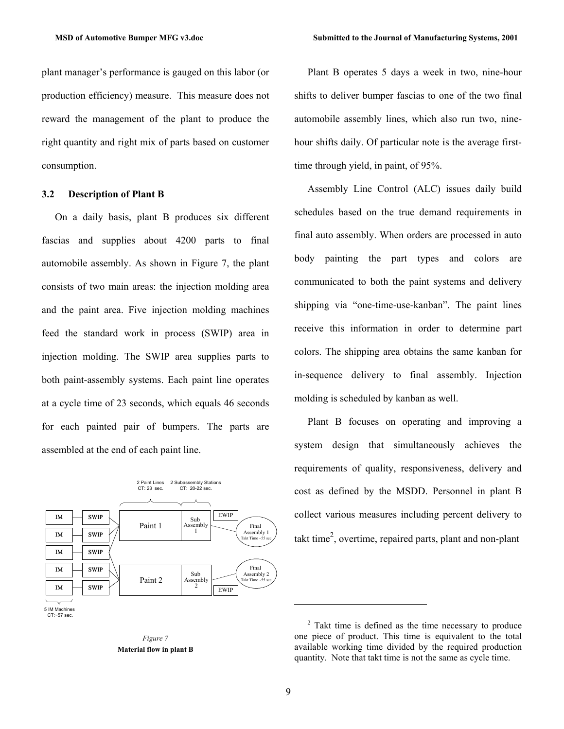plant manager's performance is gauged on this labor (or production efficiency) measure. This measure does not reward the management of the plant to produce the right quantity and right mix of parts based on customer consumption.

### 3.2 Description of Plant B

On a daily basis, plant B produces six different fascias and supplies about 4200 parts to final automobile assembly. As shown in Figure 7, the plant consists of two main areas: the injection molding area and the paint area. Five injection molding machines feed the standard work in process (SWIP) area in injection molding. The SWIP area supplies parts to both paint-assembly systems. Each paint line operates at a cycle time of 23 seconds, which equals 46 seconds for each painted pair of bumpers. The parts are assembled at the end of each paint line.

2 Paint Lines CT: 23 sec. 2 Subassembly Stations CT: 20-22 sec.

IM, SWIP, Paint 1, Sub Assembly 1, EWIP, Final Assembly 1 Takt Time ~55 sec

Paint 2, Sub Assembly 2, EWIP, Final Assembly 2 Takt Time ~55 sec

5 IM Machines CT:~57 sec.

*Figure 7*

**Material flow in plant B**

Plant B operates 5 days a week in two, nine-hour shifts to deliver bumper fascias to one of the two final automobile assembly lines, which also run two, nine-hour shifts daily. Of particular note is the average first-time through yield, in paint, of 95%.

Assembly Line Control (ALC) issues daily build schedules based on the true demand requirements in final auto assembly. When orders are processed in auto body painting the part types and colors are communicated to both the paint systems and delivery shipping via "one-time-use-kanban". The paint lines receive this information in order to determine part colors. The shipping area obtains the same kanban for in-sequence delivery to final assembly. Injection molding is scheduled by kanban as well.

Plant B focuses on operating and improving a system design that simultaneously achieves the requirements of quality, responsiveness, delivery and cost as defined by the MSDD. Personnel in plant B collect various measures including percent delivery to takt time[2], overtime, repaired parts, plant and non-plant

---

[2] Takt time is defined as the time necessary to produce one piece of product. This time is equivalent to the total available working time divided by the required production quantity. Note that takt time is not the same as cycle time.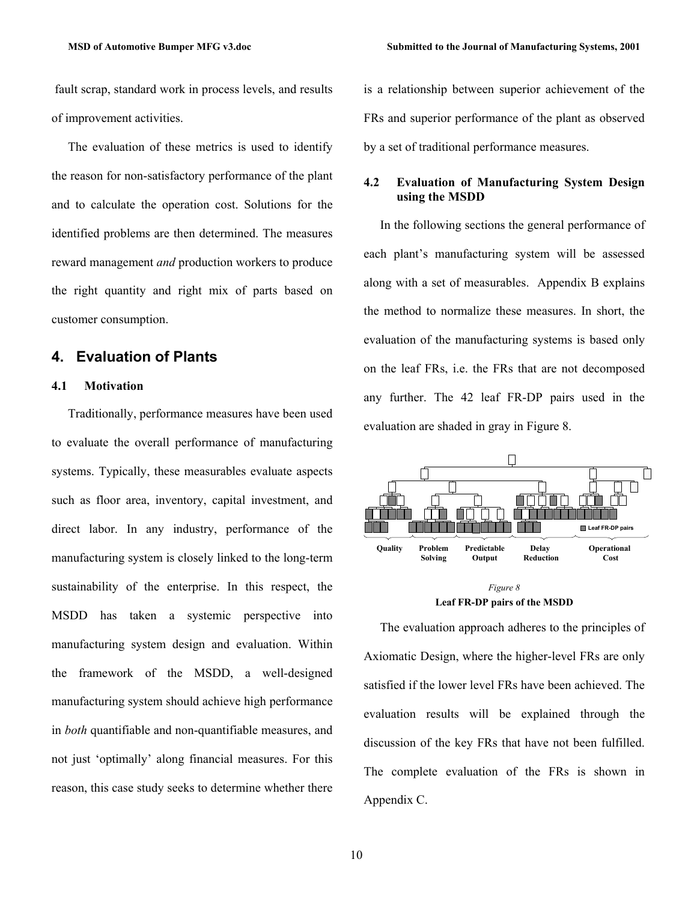fault scrap, standard work in process levels, and results of improvement activities.

The evaluation of these metrics is used to identify the reason for non-satisfactory performance of the plant and to calculate the operation cost. Solutions for the identified problems are then determined. The measures reward management *and* production workers to produce the right quantity and right mix of parts based on customer consumption.

## 4. Evaluation of Plants

### 4.1 Motivation

Traditionally, performance measures have been used to evaluate the overall performance of manufacturing systems. Typically, these measurables evaluate aspects such as floor area, inventory, capital investment, and direct labor. In any industry, performance of the manufacturing system is closely linked to the long-term sustainability of the enterprise. In this respect, the MSDD has taken a systemic perspective into manufacturing system design and evaluation. Within the framework of the MSDD, a well-designed manufacturing system should achieve high performance in *both* quantifiable and non-quantifiable measures, and not just 'optimally' along financial measures. For this reason, this case study seeks to determine whether there is a relationship between superior achievement of the FRs and superior performance of the plant as observed by a set of traditional performance measures.

### 4.2 Evaluation of Manufacturing System Design using the MSDD

In the following sections the general performance of each plant's manufacturing system will be assessed along with a set of measurables. Appendix B explains the method to normalize these measures. In short, the evaluation of the manufacturing systems is based only on the leaf FRs, i.e. the FRs that are not decomposed any further. The 42 leaf FR-DP pairs used in the evaluation are shaded in gray in Figure 8.

Leaf FR-DP pairs

Quality | Problem Solving | Predictable Output | Delay Reduction | Operational Cost

*Figure 8*

**Leaf FR-DP pairs of the MSDD**

The evaluation approach adheres to the principles of Axiomatic Design, where the higher-level FRs are only satisfied if the lower level FRs have been achieved. The evaluation results will be explained through the discussion of the key FRs that have not been fulfilled. The complete evaluation of the FRs is shown in Appendix C.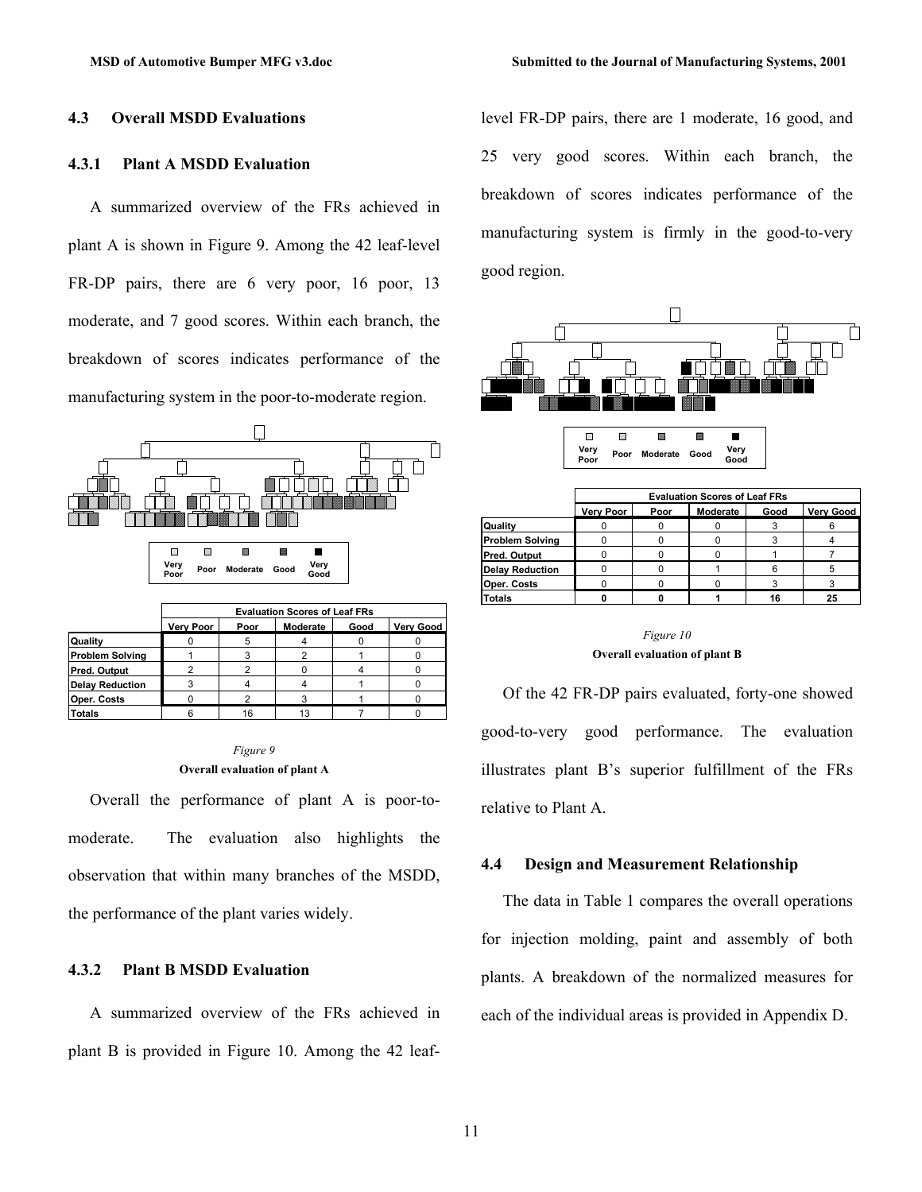### 4.3 Overall MSDD Evaluations

#### 4.3.1 Plant A MSDD Evaluation

A summarized overview of the FRs achieved in plant A is shown in Figure 9. Among the 42 leaf-level FR-DP pairs, there are 6 very poor, 16 poor, 13 moderate, and 7 good scores. Within each branch, the breakdown of scores indicates performance of the manufacturing system in the poor-to-moderate region.

| | Evaluation Scores of Leaf FRs | | | | |
|---|---|---|---|---|---|
| | Very Poor | Poor | Moderate | Good | Very Good |
| Quality | 0 | 5 | 4 | 0 | 0 |
| Problem Solving | 1 | 3 | 2 | 1 | 0 |
| Pred. Output | 2 | 2 | 0 | 4 | 0 |
| Delay Reduction | 3 | 4 | 4 | 1 | 0 |
| Oper. Costs | 0 | 2 | 3 | 1 | 0 |
| Totals | 6 | 16 | 13 | 7 | 0 |

*Figure 9*

**Overall evaluation of plant A**

Overall the performance of plant A is poor-to-moderate. The evaluation also highlights the observation that within many branches of the MSDD, the performance of the plant varies widely.

#### 4.3.2 Plant B MSDD Evaluation

A summarized overview of the FRs achieved in plant B is provided in Figure 10. Among the 42 leaf-level FR-DP pairs, there are 1 moderate, 16 good, and 25 very good scores. Within each branch, the breakdown of scores indicates performance of the manufacturing system is firmly in the good-to-very good region.

| | Evaluation Scores of Leaf FRs | | | | |
|---|---|---|---|---|---|
| | Very Poor | Poor | Moderate | Good | Very Good |
| Quality | 0 | 0 | 0 | 3 | 6 |
| Problem Solving | 0 | 0 | 0 | 3 | 4 |
| Pred. Output | 0 | 0 | 0 | 1 | 7 |
| Delay Reduction | 0 | 0 | 1 | 6 | 5 |
| Oper. Costs | 0 | 0 | 0 | 3 | 3 |
| Totals | 0 | 0 | 1 | 16 | 25 |

*Figure 10*

**Overall evaluation of plant B**

Of the 42 FR-DP pairs evaluated, forty-one showed good-to-very good performance. The evaluation illustrates plant B's superior fulfillment of the FRs relative to Plant A.

### 4.4 Design and Measurement Relationship

The data in Table 1 compares the overall operations for injection molding, paint and assembly of both plants. A breakdown of the normalized measures for each of the individual areas is provided in Appendix D.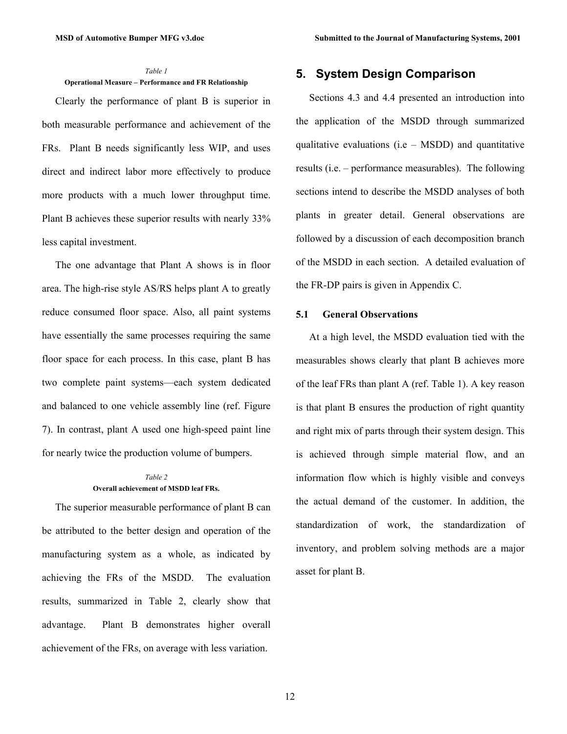*Table 1*

**Operational Measure – Performance and FR Relationship**

Clearly the performance of plant B is superior in both measurable performance and achievement of the FRs. Plant B needs significantly less WIP, and uses direct and indirect labor more effectively to produce more products with a much lower throughput time. Plant B achieves these superior results with nearly 33% less capital investment.

The one advantage that Plant A shows is in floor area. The high-rise style AS/RS helps plant A to greatly reduce consumed floor space. Also, all paint systems have essentially the same processes requiring the same floor space for each process. In this case, plant B has two complete paint systems—each system dedicated and balanced to one vehicle assembly line (ref. Figure 7). In contrast, plant A used one high-speed paint line for nearly twice the production volume of bumpers.

*Table 2*

**Overall achievement of MSDD leaf FRs.**

The superior measurable performance of plant B can be attributed to the better design and operation of the manufacturing system as a whole, as indicated by achieving the FRs of the MSDD. The evaluation results, summarized in Table 2, clearly show that advantage. Plant B demonstrates higher overall achievement of the FRs, on average with less variation.

## 5. System Design Comparison

Sections 4.3 and 4.4 presented an introduction into the application of the MSDD through summarized qualitative evaluations (i.e – MSDD) and quantitative results (i.e. – performance measurables). The following sections intend to describe the MSDD analyses of both plants in greater detail. General observations are followed by a discussion of each decomposition branch of the MSDD in each section. A detailed evaluation of the FR-DP pairs is given in Appendix C.

### 5.1 General Observations

At a high level, the MSDD evaluation tied with the measurables shows clearly that plant B achieves more of the leaf FRs than plant A (ref. Table 1). A key reason is that plant B ensures the production of right quantity and right mix of parts through their system design. This is achieved through simple material flow, and an information flow which is highly visible and conveys the actual demand of the customer. In addition, the standardization of work, the standardization of inventory, and problem solving methods are a major asset for plant B.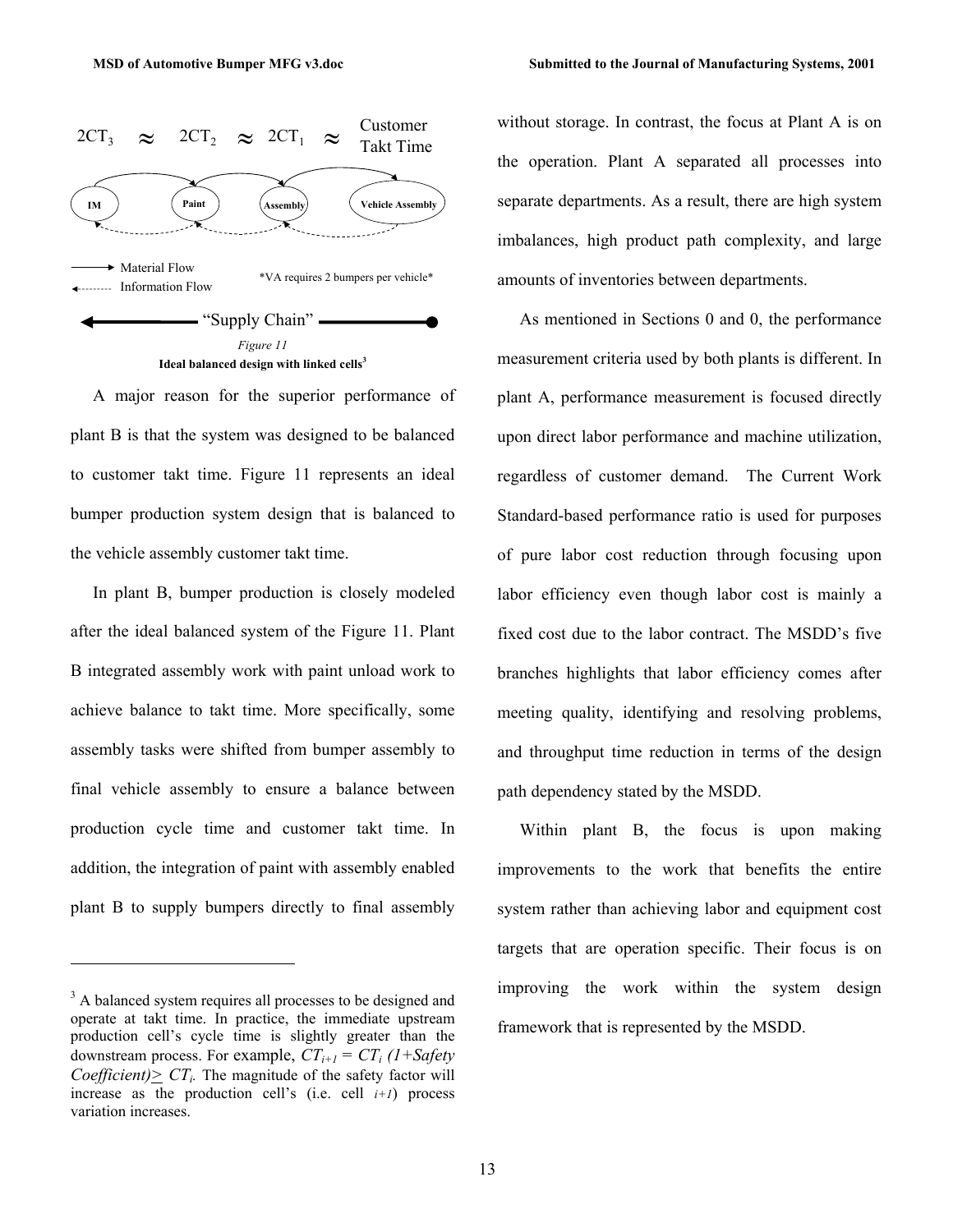$2CT_3 \approx 2CT_2 \approx 2CT_1 \approx$ Customer Takt Time

IM → Paint → Assembly → Vehicle Assembly

Material Flow
Information Flow

*VA requires 2 bumpers per vehicle*

"Supply Chain"

*Figure 11*

**Ideal balanced design with linked cells[3]**

A major reason for the superior performance of plant B is that the system was designed to be balanced to customer takt time. Figure 11 represents an ideal bumper production system design that is balanced to the vehicle assembly customer takt time.

In plant B, bumper production is closely modeled after the ideal balanced system of the Figure 11. Plant B integrated assembly work with paint unload work to achieve balance to takt time. More specifically, some assembly tasks were shifted from bumper assembly to final vehicle assembly to ensure a balance between production cycle time and customer takt time. In addition, the integration of paint with assembly enabled plant B to supply bumpers directly to final assembly without storage. In contrast, the focus at Plant A is on the operation. Plant A separated all processes into separate departments. As a result, there are high system imbalances, high product path complexity, and large amounts of inventories between departments.

As mentioned in Sections 0 and 0, the performance measurement criteria used by both plants is different. In plant A, performance measurement is focused directly upon direct labor performance and machine utilization, regardless of customer demand. The Current Work Standard-based performance ratio is used for purposes of pure labor cost reduction through focusing upon labor efficiency even though labor cost is mainly a fixed cost due to the labor contract. The MSDD's five branches highlights that labor efficiency comes after meeting quality, identifying and resolving problems, and throughput time reduction in terms of the design path dependency stated by the MSDD.

Within plant B, the focus is upon making improvements to the work that benefits the entire system rather than achieving labor and equipment cost targets that are operation specific. Their focus is on improving the work within the system design framework that is represented by the MSDD.

---

[3] A balanced system requires all processes to be designed and operate at takt time. In practice, the immediate upstream production cell's cycle time is slightly greater than the downstream process. For example, $CT_{i+1} = CT_i\ (1+Safety\ Coefficient) \geq CT_i$. The magnitude of the safety factor will increase as the production cell's (i.e. cell $i+1$) process variation increases.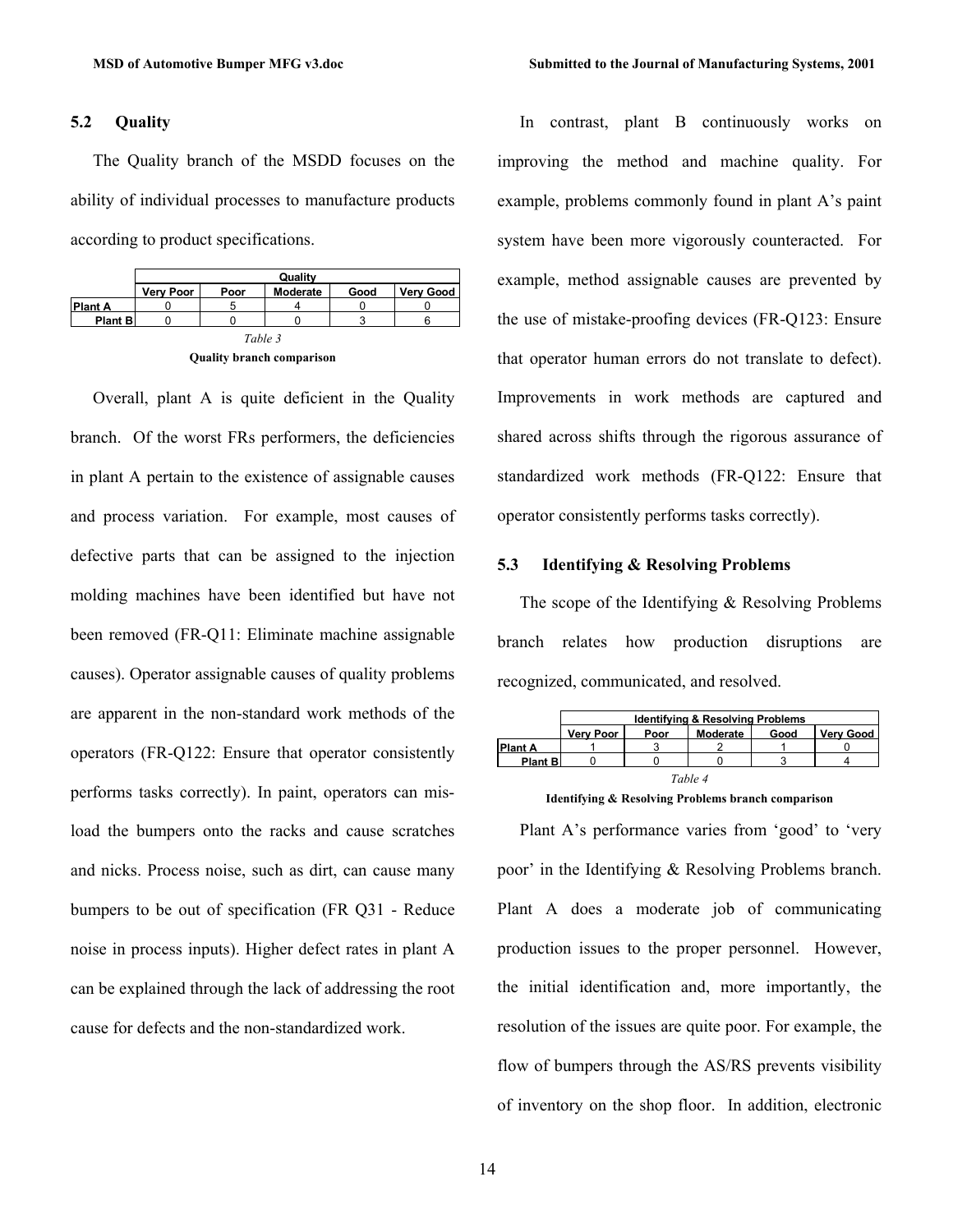## 5.2 Quality

The Quality branch of the MSDD focuses on the ability of individual processes to manufacture products according to product specifications.

| | Quality | | | | |
|---|---|---|---|---|---|
| | Very Poor | Poor | Moderate | Good | Very Good |
| Plant A | 0 | 5 | 4 | 0 | 0 |
| Plant B | 0 | 0 | 0 | 3 | 6 |

*Table 3*

**Quality branch comparison**

Overall, plant A is quite deficient in the Quality branch. Of the worst FRs performers, the deficiencies in plant A pertain to the existence of assignable causes and process variation. For example, most causes of defective parts that can be assigned to the injection molding machines have been identified but have not been removed (FR-Q11: Eliminate machine assignable causes). Operator assignable causes of quality problems are apparent in the non-standard work methods of the operators (FR-Q122: Ensure that operator consistently performs tasks correctly). In paint, operators can mis-load the bumpers onto the racks and cause scratches and nicks. Process noise, such as dirt, can cause many bumpers to be out of specification (FR Q31 - Reduce noise in process inputs). Higher defect rates in plant A can be explained through the lack of addressing the root cause for defects and the non-standardized work.

In contrast, plant B continuously works on improving the method and machine quality. For example, problems commonly found in plant A's paint system have been more vigorously counteracted. For example, method assignable causes are prevented by the use of mistake-proofing devices (FR-Q123: Ensure that operator human errors do not translate to defect). Improvements in work methods are captured and shared across shifts through the rigorous assurance of standardized work methods (FR-Q122: Ensure that operator consistently performs tasks correctly).

## 5.3 Identifying & Resolving Problems

The scope of the Identifying & Resolving Problems branch relates how production disruptions are recognized, communicated, and resolved.

| | Identifying & Resolving Problems | | | | |
|---|---|---|---|---|---|
| | Very Poor | Poor | Moderate | Good | Very Good |
| Plant A | 1 | 3 | 2 | 1 | 0 |
| Plant B | 0 | 0 | 0 | 3 | 4 |

*Table 4*

**Identifying & Resolving Problems branch comparison**

Plant A's performance varies from 'good' to 'very poor' in the Identifying & Resolving Problems branch. Plant A does a moderate job of communicating production issues to the proper personnel. However, the initial identification and, more importantly, the resolution of the issues are quite poor. For example, the flow of bumpers through the AS/RS prevents visibility of inventory on the shop floor. In addition, electronic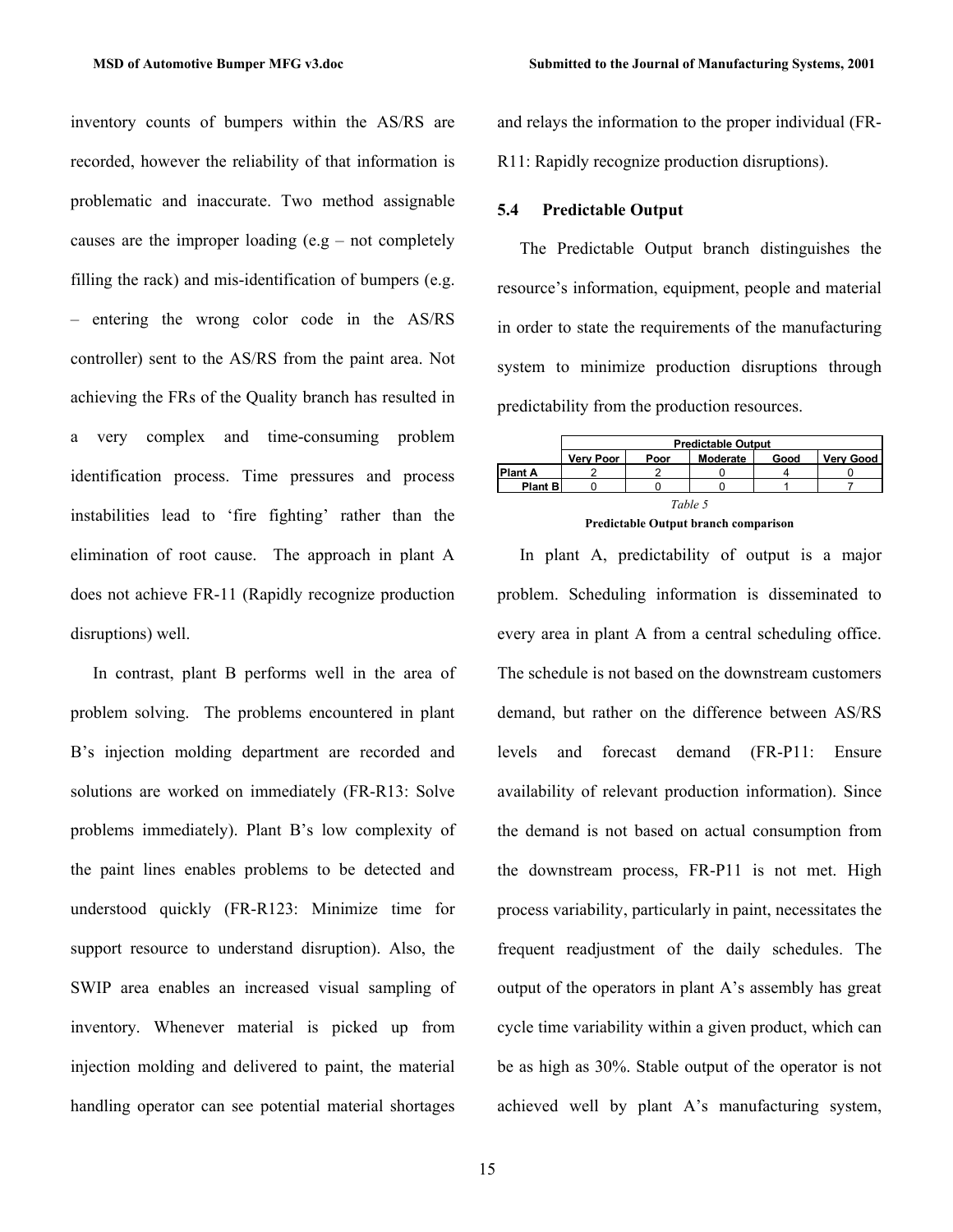inventory counts of bumpers within the AS/RS are recorded, however the reliability of that information is problematic and inaccurate. Two method assignable causes are the improper loading (e.g – not completely filling the rack) and mis-identification of bumpers (e.g. – entering the wrong color code in the AS/RS controller) sent to the AS/RS from the paint area. Not achieving the FRs of the Quality branch has resulted in a very complex and time-consuming problem identification process. Time pressures and process instabilities lead to 'fire fighting' rather than the elimination of root cause. The approach in plant A does not achieve FR-11 (Rapidly recognize production disruptions) well.

In contrast, plant B performs well in the area of problem solving. The problems encountered in plant B's injection molding department are recorded and solutions are worked on immediately (FR-R13: Solve problems immediately). Plant B's low complexity of the paint lines enables problems to be detected and understood quickly (FR-R123: Minimize time for support resource to understand disruption). Also, the SWIP area enables an increased visual sampling of inventory. Whenever material is picked up from injection molding and delivered to paint, the material handling operator can see potential material shortages and relays the information to the proper individual (FR-R11: Rapidly recognize production disruptions).

### 5.4 Predictable Output

The Predictable Output branch distinguishes the resource's information, equipment, people and material in order to state the requirements of the manufacturing system to minimize production disruptions through predictability from the production resources.

| | Predictable Output | | | | |
|---|---|---|---|---|---|
| | Very Poor | Poor | Moderate | Good | Very Good |
| Plant A | 2 | 2 | 0 | 4 | 0 |
| Plant B | 0 | 0 | 0 | 1 | 7 |

*Table 5*

**Predictable Output branch comparison**

In plant A, predictability of output is a major problem. Scheduling information is disseminated to every area in plant A from a central scheduling office. The schedule is not based on the downstream customers demand, but rather on the difference between AS/RS levels and forecast demand (FR-P11: Ensure availability of relevant production information). Since the demand is not based on actual consumption from the downstream process, FR-P11 is not met. High process variability, particularly in paint, necessitates the frequent readjustment of the daily schedules. The output of the operators in plant A's assembly has great cycle time variability within a given product, which can be as high as 30%. Stable output of the operator is not achieved well by plant A's manufacturing system,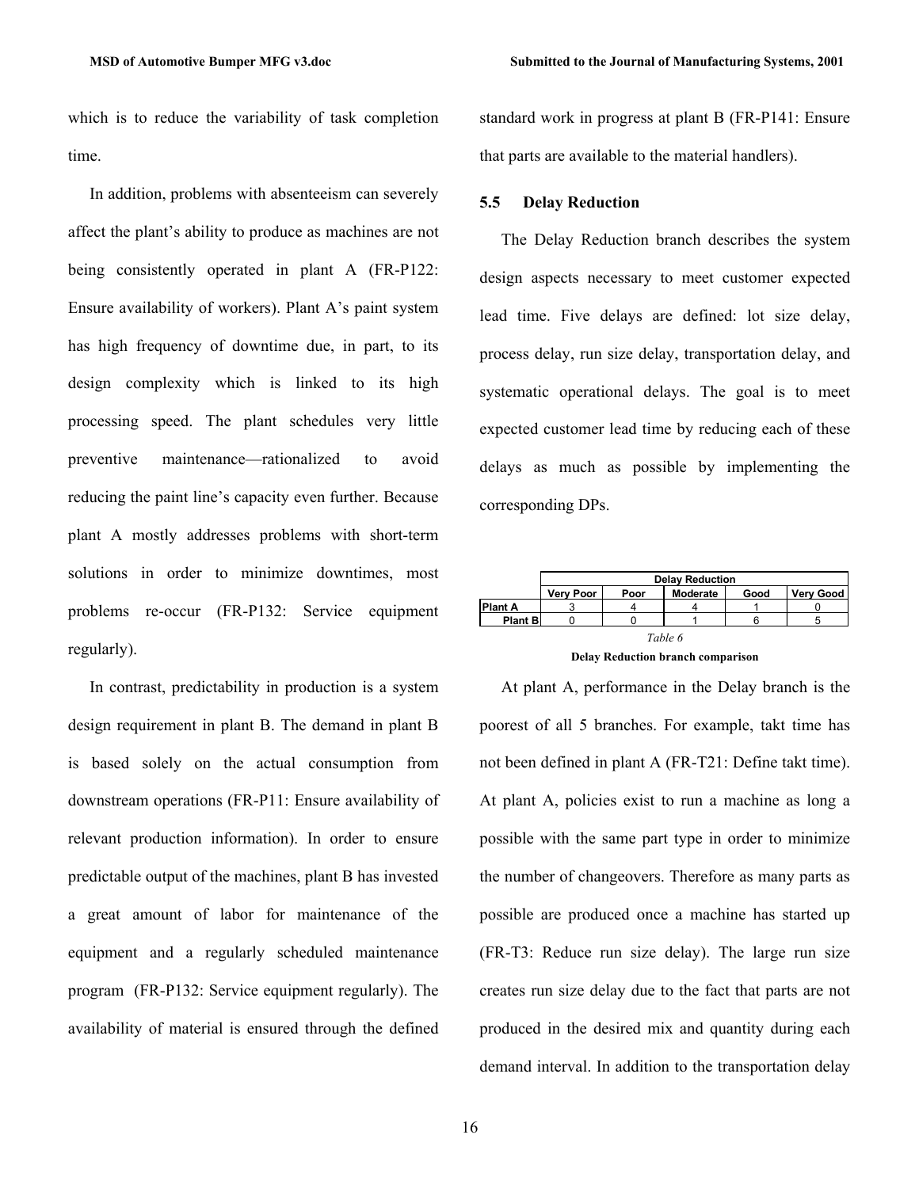which is to reduce the variability of task completion time.

In addition, problems with absenteeism can severely affect the plant's ability to produce as machines are not being consistently operated in plant A (FR-P122: Ensure availability of workers). Plant A's paint system has high frequency of downtime due, in part, to its design complexity which is linked to its high processing speed. The plant schedules very little preventive maintenance—rationalized to avoid reducing the paint line's capacity even further. Because plant A mostly addresses problems with short-term solutions in order to minimize downtimes, most problems re-occur (FR-P132: Service equipment regularly).

In contrast, predictability in production is a system design requirement in plant B. The demand in plant B is based solely on the actual consumption from downstream operations (FR-P11: Ensure availability of relevant production information). In order to ensure predictable output of the machines, plant B has invested a great amount of labor for maintenance of the equipment and a regularly scheduled maintenance program (FR-P132: Service equipment regularly). The availability of material is ensured through the defined standard work in progress at plant B (FR-P141: Ensure that parts are available to the material handlers).

## 5.5 Delay Reduction

The Delay Reduction branch describes the system design aspects necessary to meet customer expected lead time. Five delays are defined: lot size delay, process delay, run size delay, transportation delay, and systematic operational delays. The goal is to meet expected customer lead time by reducing each of these delays as much as possible by implementing the corresponding DPs.

| | Delay Reduction | | | | |
|---|---|---|---|---|---|
| | Very Poor | Poor | Moderate | Good | Very Good |
| Plant A | 3 | 4 | 4 | 1 | 0 |
| Plant B | 0 | 0 | 1 | 6 | 5 |

*Table 6*

**Delay Reduction branch comparison**

At plant A, performance in the Delay branch is the poorest of all 5 branches. For example, takt time has not been defined in plant A (FR-T21: Define takt time). At plant A, policies exist to run a machine as long a possible with the same part type in order to minimize the number of changeovers. Therefore as many parts as possible are produced once a machine has started up (FR-T3: Reduce run size delay). The large run size creates run size delay due to the fact that parts are not produced in the desired mix and quantity during each demand interval. In addition to the transportation delay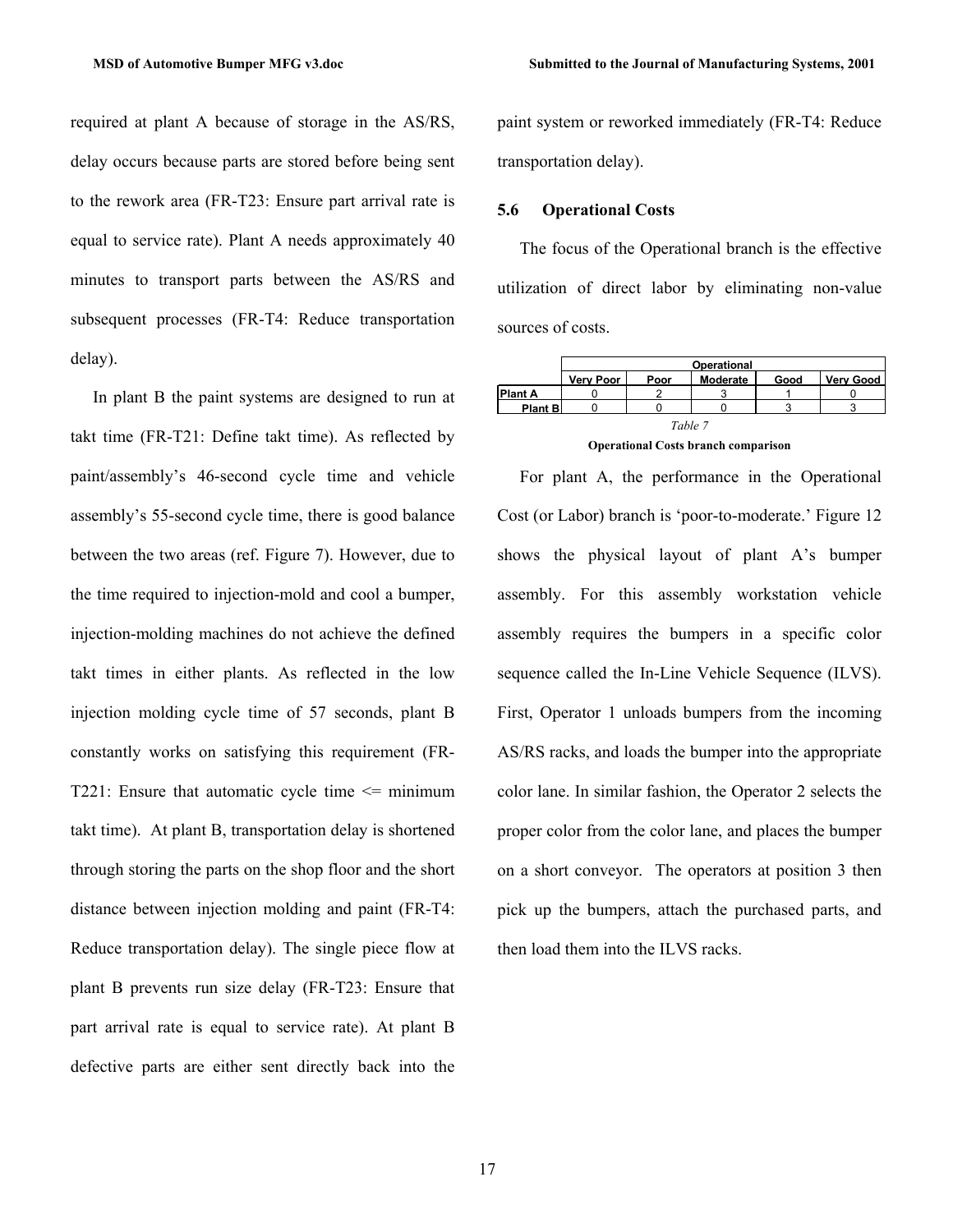required at plant A because of storage in the AS/RS, delay occurs because parts are stored before being sent to the rework area (FR-T23: Ensure part arrival rate is equal to service rate). Plant A needs approximately 40 minutes to transport parts between the AS/RS and subsequent processes (FR-T4: Reduce transportation delay).

In plant B the paint systems are designed to run at takt time (FR-T21: Define takt time). As reflected by paint/assembly's 46-second cycle time and vehicle assembly's 55-second cycle time, there is good balance between the two areas (ref. Figure 7). However, due to the time required to injection-mold and cool a bumper, injection-molding machines do not achieve the defined takt times in either plants. As reflected in the low injection molding cycle time of 57 seconds, plant B constantly works on satisfying this requirement (FR-T221: Ensure that automatic cycle time <= minimum takt time). At plant B, transportation delay is shortened through storing the parts on the shop floor and the short distance between injection molding and paint (FR-T4: Reduce transportation delay). The single piece flow at plant B prevents run size delay (FR-T23: Ensure that part arrival rate is equal to service rate). At plant B defective parts are either sent directly back into the paint system or reworked immediately (FR-T4: Reduce transportation delay).

### 5.6 Operational Costs

The focus of the Operational branch is the effective utilization of direct labor by eliminating non-value sources of costs.

| | Operational | | | | |
|---|---|---|---|---|---|
| | Very Poor | Poor | Moderate | Good | Very Good |
| Plant A | 0 | 2 | 3 | 1 | 0 |
| Plant B | 0 | 0 | 0 | 3 | 3 |

*Table 7*

**Operational Costs branch comparison**

For plant A, the performance in the Operational Cost (or Labor) branch is 'poor-to-moderate.' Figure 12 shows the physical layout of plant A's bumper assembly. For this assembly workstation vehicle assembly requires the bumpers in a specific color sequence called the In-Line Vehicle Sequence (ILVS). First, Operator 1 unloads bumpers from the incoming AS/RS racks, and loads the bumper into the appropriate color lane. In similar fashion, the Operator 2 selects the proper color from the color lane, and places the bumper on a short conveyor. The operators at position 3 then pick up the bumpers, attach the purchased parts, and then load them into the ILVS racks.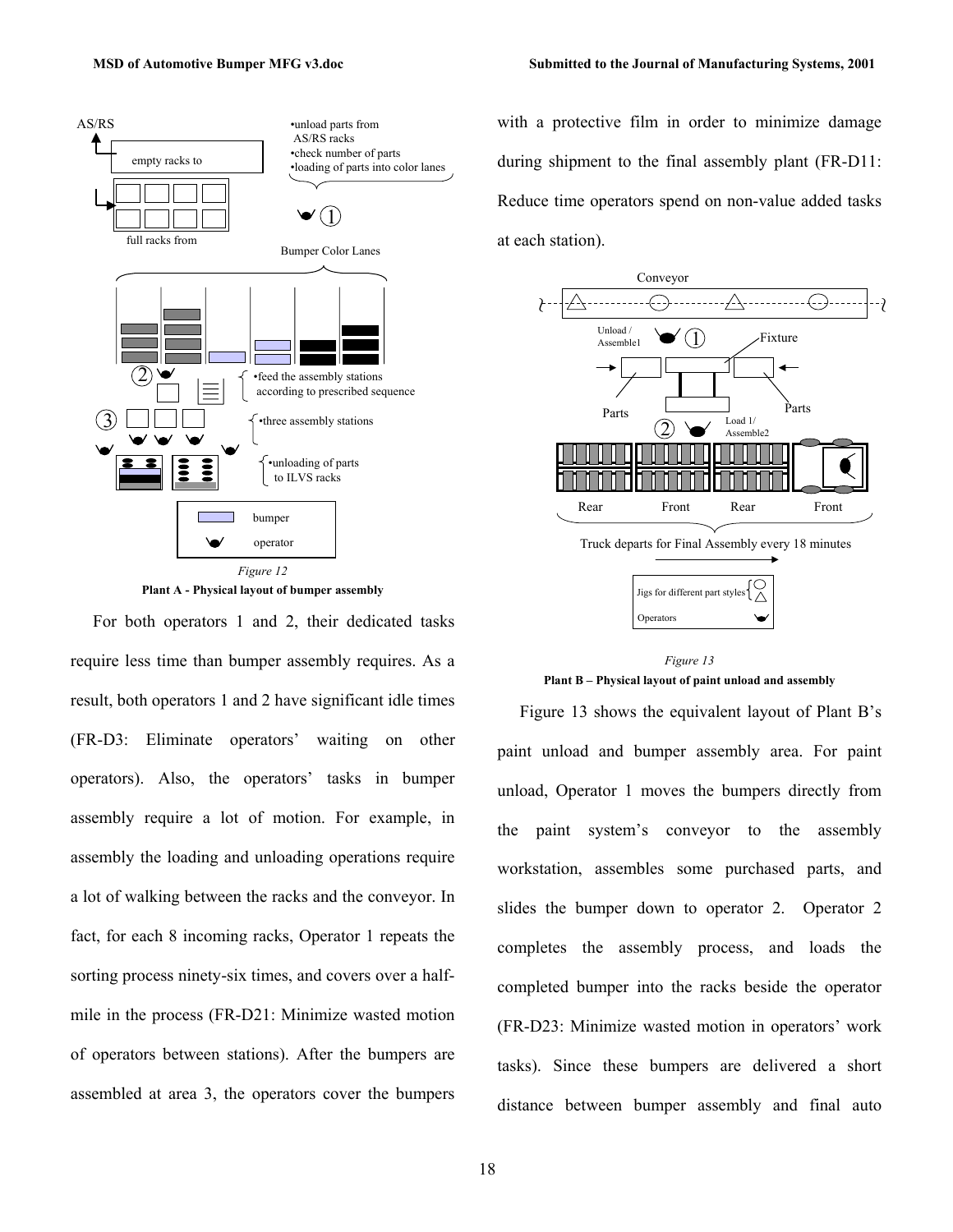Figure 12

**Plant A - Physical layout of bumper assembly**

For both operators 1 and 2, their dedicated tasks require less time than bumper assembly requires. As a result, both operators 1 and 2 have significant idle times (FR-D3: Eliminate operators' waiting on other operators). Also, the operators' tasks in bumper assembly require a lot of motion. For example, in assembly the loading and unloading operations require a lot of walking between the racks and the conveyor. In fact, for each 8 incoming racks, Operator 1 repeats the sorting process ninety-six times, and covers over a half-mile in the process (FR-D21: Minimize wasted motion of operators between stations). After the bumpers are assembled at area 3, the operators cover the bumpers with a protective film in order to minimize damage during shipment to the final assembly plant (FR-D11: Reduce time operators spend on non-value added tasks at each station).

Figure 13

**Plant B – Physical layout of paint unload and assembly**

Figure 13 shows the equivalent layout of Plant B's paint unload and bumper assembly area. For paint unload, Operator 1 moves the bumpers directly from the paint system's conveyor to the assembly workstation, assembles some purchased parts, and slides the bumper down to operator 2. Operator 2 completes the assembly process, and loads the completed bumper into the racks beside the operator (FR-D23: Minimize wasted motion in operators' work tasks). Since these bumpers are delivered a short distance between bumper assembly and final auto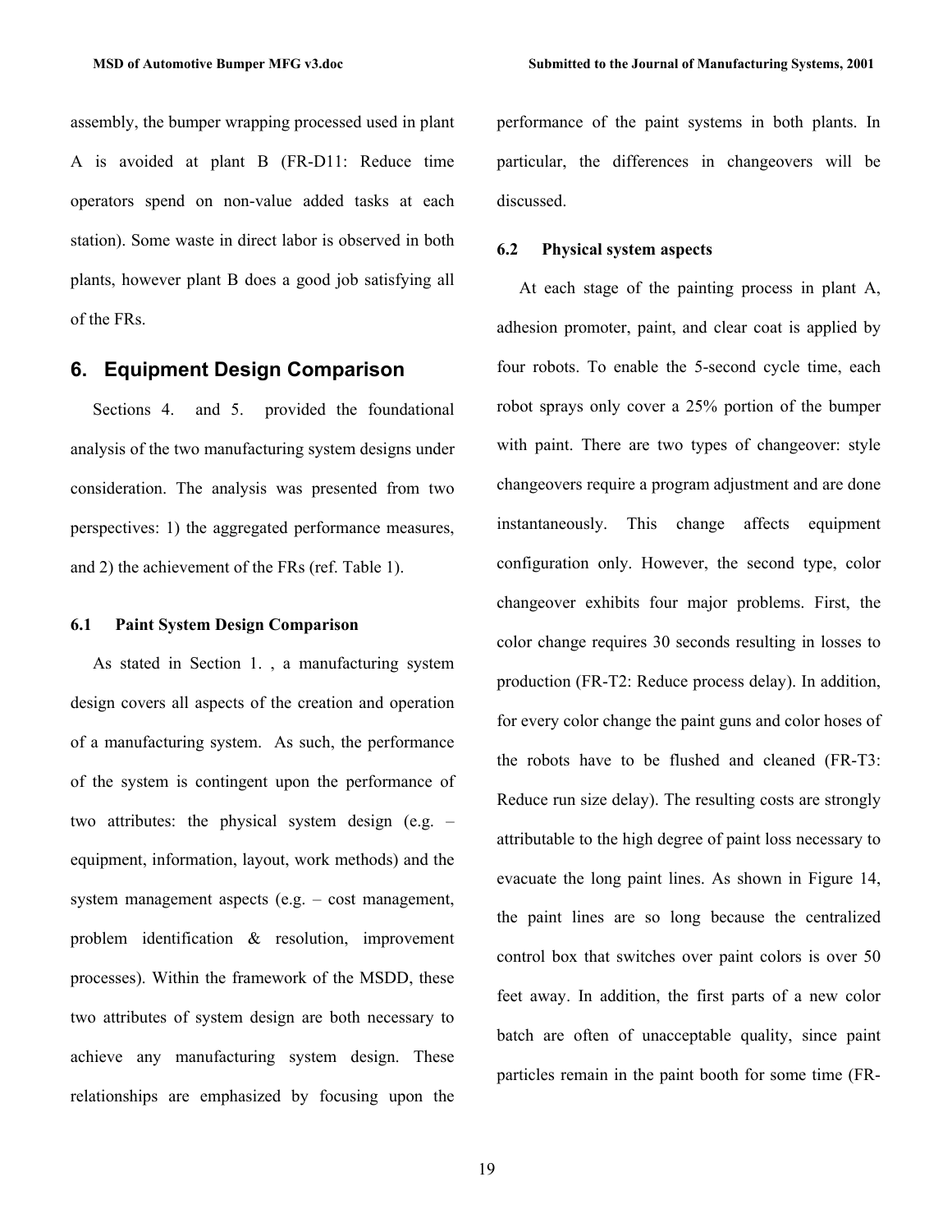assembly, the bumper wrapping processed used in plant A is avoided at plant B (FR-D11: Reduce time operators spend on non-value added tasks at each station). Some waste in direct labor is observed in both plants, however plant B does a good job satisfying all of the FRs.

## 6. Equipment Design Comparison

Sections 4. and 5. provided the foundational analysis of the two manufacturing system designs under consideration. The analysis was presented from two perspectives: 1) the aggregated performance measures, and 2) the achievement of the FRs (ref. Table 1).

### 6.1 Paint System Design Comparison

As stated in Section 1. , a manufacturing system design covers all aspects of the creation and operation of a manufacturing system. As such, the performance of the system is contingent upon the performance of two attributes: the physical system design (e.g. – equipment, information, layout, work methods) and the system management aspects (e.g. – cost management, problem identification & resolution, improvement processes). Within the framework of the MSDD, these two attributes of system design are both necessary to achieve any manufacturing system design. These relationships are emphasized by focusing upon the performance of the paint systems in both plants. In particular, the differences in changeovers will be discussed.

### 6.2 Physical system aspects

At each stage of the painting process in plant A, adhesion promoter, paint, and clear coat is applied by four robots. To enable the 5-second cycle time, each robot sprays only cover a 25% portion of the bumper with paint. There are two types of changeover: style changeovers require a program adjustment and are done instantaneously. This change affects equipment configuration only. However, the second type, color changeover exhibits four major problems. First, the color change requires 30 seconds resulting in losses to production (FR-T2: Reduce process delay). In addition, for every color change the paint guns and color hoses of the robots have to be flushed and cleaned (FR-T3: Reduce run size delay). The resulting costs are strongly attributable to the high degree of paint loss necessary to evacuate the long paint lines. As shown in Figure 14, the paint lines are so long because the centralized control box that switches over paint colors is over 50 feet away. In addition, the first parts of a new color batch are often of unacceptable quality, since paint particles remain in the paint booth for some time (FR-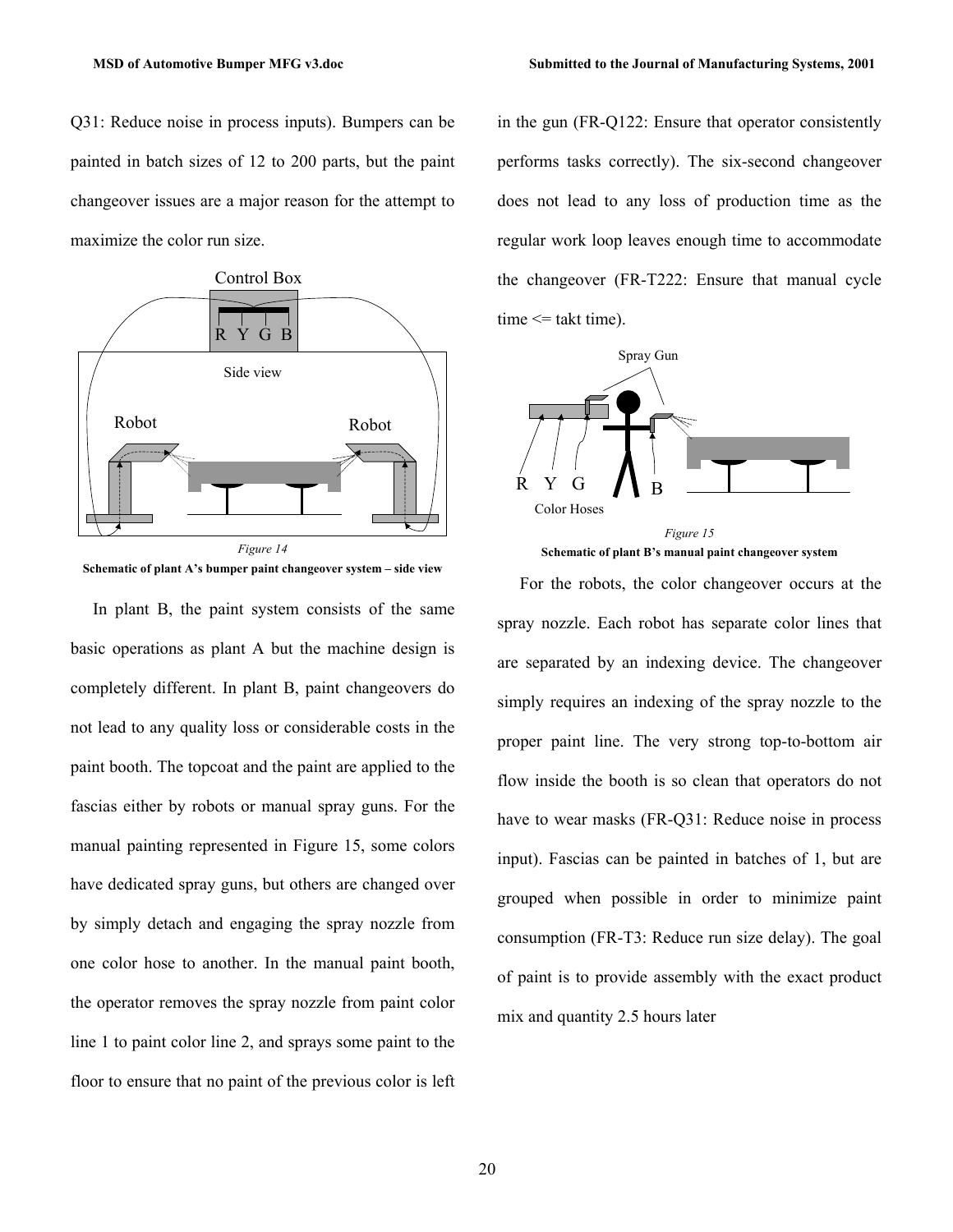Q31: Reduce noise in process inputs). Bumpers can be painted in batch sizes of 12 to 200 parts, but the paint changeover issues are a major reason for the attempt to maximize the color run size.

*Figure 14*

**Schematic of plant A's bumper paint changeover system – side view**

In plant B, the paint system consists of the same basic operations as plant A but the machine design is completely different. In plant B, paint changeovers do not lead to any quality loss or considerable costs in the paint booth. The topcoat and the paint are applied to the fascias either by robots or manual spray guns. For the manual painting represented in Figure 15, some colors have dedicated spray guns, but others are changed over by simply detach and engaging the spray nozzle from one color hose to another. In the manual paint booth, the operator removes the spray nozzle from paint color line 1 to paint color line 2, and sprays some paint to the floor to ensure that no paint of the previous color is left in the gun (FR-Q122: Ensure that operator consistently performs tasks correctly). The six-second changeover does not lead to any loss of production time as the regular work loop leaves enough time to accommodate the changeover (FR-T222: Ensure that manual cycle time <= takt time).

*Figure 15*

**Schematic of plant B's manual paint changeover system**

For the robots, the color changeover occurs at the spray nozzle. Each robot has separate color lines that are separated by an indexing device. The changeover simply requires an indexing of the spray nozzle to the proper paint line. The very strong top-to-bottom air flow inside the booth is so clean that operators do not have to wear masks (FR-Q31: Reduce noise in process input). Fascias can be painted in batches of 1, but are grouped when possible in order to minimize paint consumption (FR-T3: Reduce run size delay). The goal of paint is to provide assembly with the exact product mix and quantity 2.5 hours later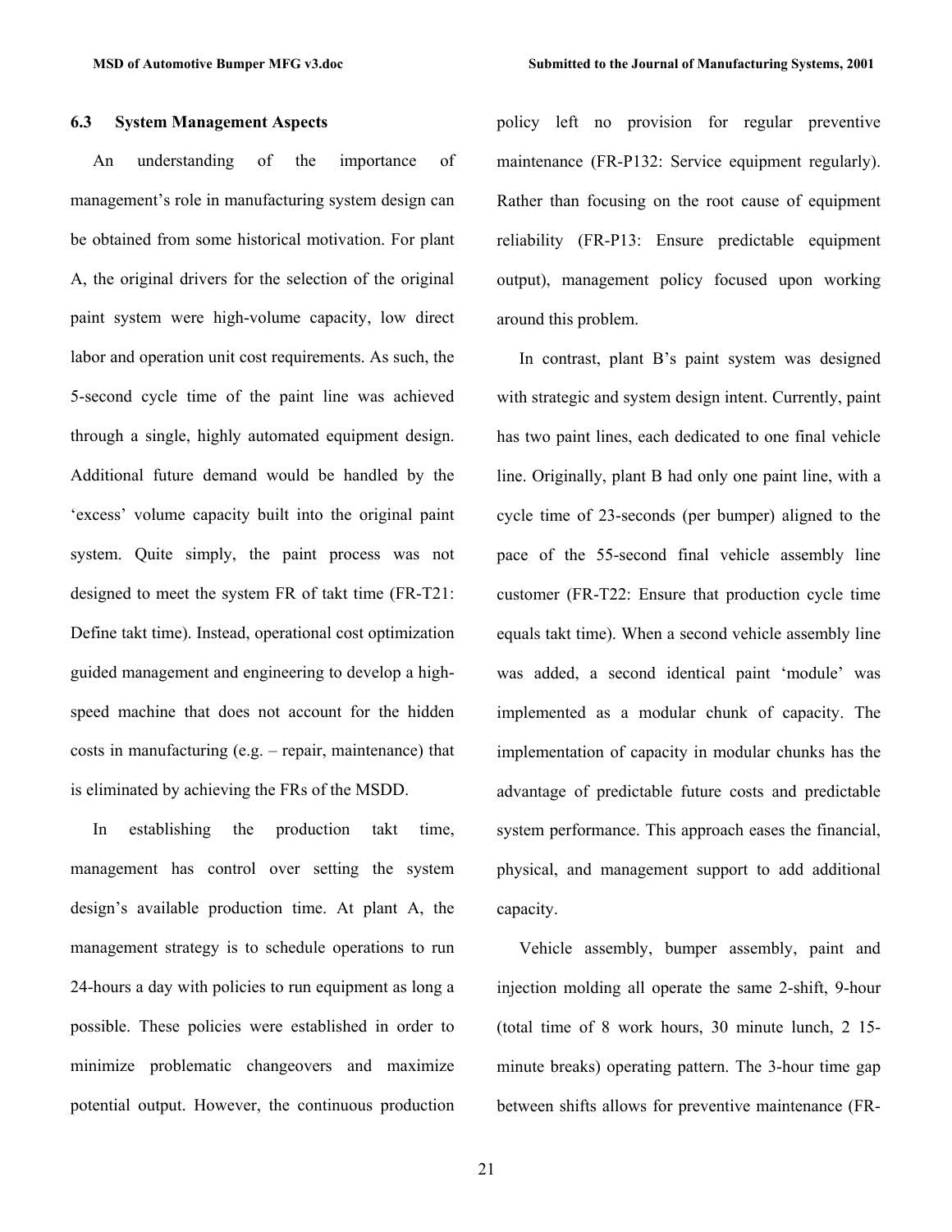### 6.3 System Management Aspects

An understanding of the importance of management's role in manufacturing system design can be obtained from some historical motivation. For plant A, the original drivers for the selection of the original paint system were high-volume capacity, low direct labor and operation unit cost requirements. As such, the 5-second cycle time of the paint line was achieved through a single, highly automated equipment design. Additional future demand would be handled by the 'excess' volume capacity built into the original paint system. Quite simply, the paint process was not designed to meet the system FR of takt time (FR-T21: Define takt time). Instead, operational cost optimization guided management and engineering to develop a high-speed machine that does not account for the hidden costs in manufacturing (e.g. – repair, maintenance) that is eliminated by achieving the FRs of the MSDD.

In establishing the production takt time, management has control over setting the system design's available production time. At plant A, the management strategy is to schedule operations to run 24-hours a day with policies to run equipment as long a possible. These policies were established in order to minimize problematic changeovers and maximize potential output. However, the continuous production policy left no provision for regular preventive maintenance (FR-P132: Service equipment regularly). Rather than focusing on the root cause of equipment reliability (FR-P13: Ensure predictable equipment output), management policy focused upon working around this problem.

In contrast, plant B's paint system was designed with strategic and system design intent. Currently, paint has two paint lines, each dedicated to one final vehicle line. Originally, plant B had only one paint line, with a cycle time of 23-seconds (per bumper) aligned to the pace of the 55-second final vehicle assembly line customer (FR-T22: Ensure that production cycle time equals takt time). When a second vehicle assembly line was added, a second identical paint 'module' was implemented as a modular chunk of capacity. The implementation of capacity in modular chunks has the advantage of predictable future costs and predictable system performance. This approach eases the financial, physical, and management support to add additional capacity.

Vehicle assembly, bumper assembly, paint and injection molding all operate the same 2-shift, 9-hour (total time of 8 work hours, 30 minute lunch, 2 15-minute breaks) operating pattern. The 3-hour time gap between shifts allows for preventive maintenance (FR-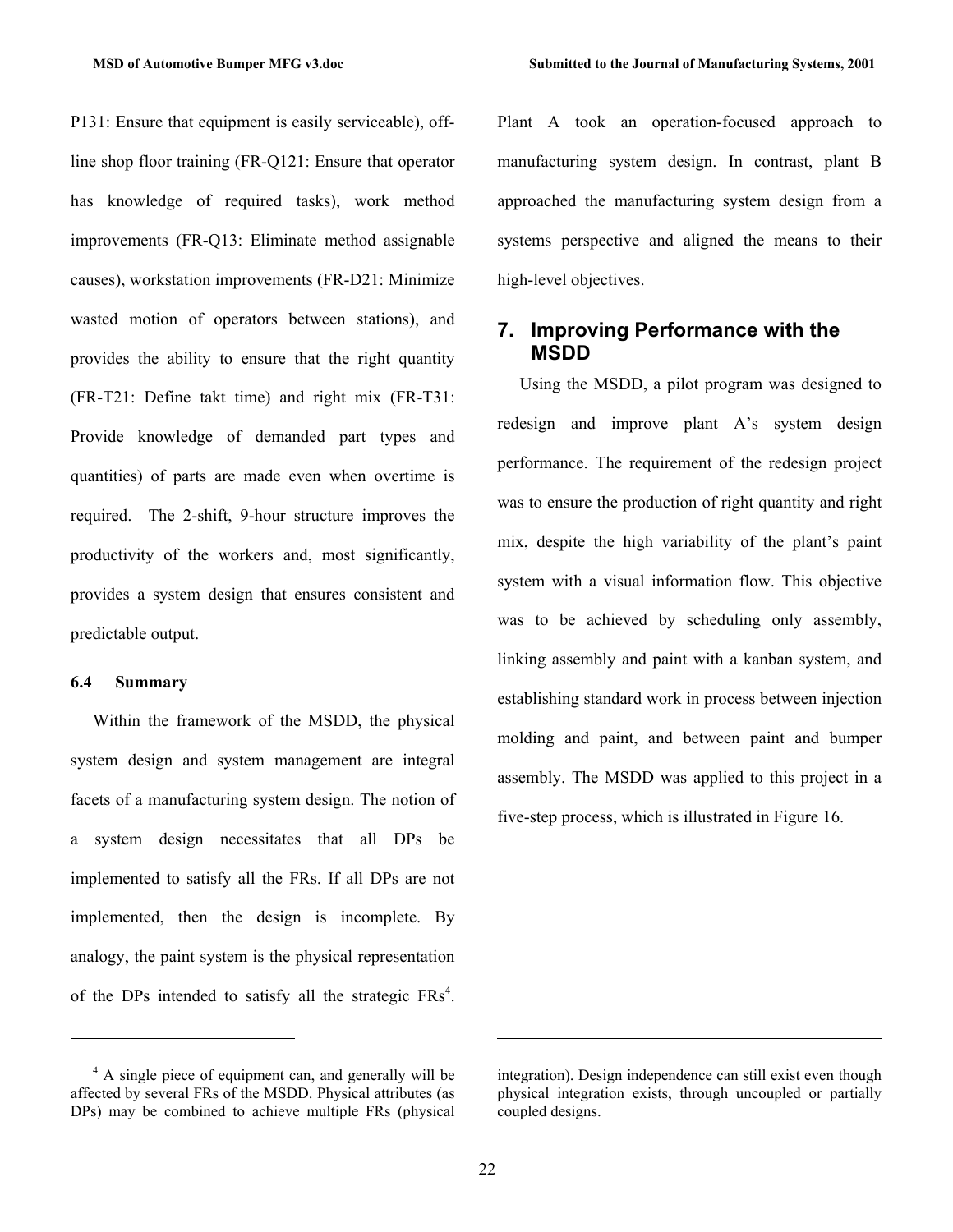P131: Ensure that equipment is easily serviceable), off-line shop floor training (FR-Q121: Ensure that operator has knowledge of required tasks), work method improvements (FR-Q13: Eliminate method assignable causes), workstation improvements (FR-D21: Minimize wasted motion of operators between stations), and provides the ability to ensure that the right quantity (FR-T21: Define takt time) and right mix (FR-T31: Provide knowledge of demanded part types and quantities) of parts are made even when overtime is required. The 2-shift, 9-hour structure improves the productivity of the workers and, most significantly, provides a system design that ensures consistent and predictable output.

### 6.4 Summary

Within the framework of the MSDD, the physical system design and system management are integral facets of a manufacturing system design. The notion of a system design necessitates that all DPs be implemented to satisfy all the FRs. If all DPs are not implemented, then the design is incomplete. By analogy, the paint system is the physical representation of the DPs intended to satisfy all the strategic FRs[4]. Plant A took an operation-focused approach to manufacturing system design. In contrast, plant B approached the manufacturing system design from a systems perspective and aligned the means to their high-level objectives.

## 7. Improving Performance with the MSDD

Using the MSDD, a pilot program was designed to redesign and improve plant A's system design performance. The requirement of the redesign project was to ensure the production of right quantity and right mix, despite the high variability of the plant's paint system with a visual information flow. This objective was to be achieved by scheduling only assembly, linking assembly and paint with a kanban system, and establishing standard work in process between injection molding and paint, and between paint and bumper assembly. The MSDD was applied to this project in a five-step process, which is illustrated in Figure 16.

---

[4] A single piece of equipment can, and generally will be affected by several FRs of the MSDD. Physical attributes (as DPs) may be combined to achieve multiple FRs (physical integration). Design independence can still exist even though physical integration exists, through uncoupled or partially coupled designs.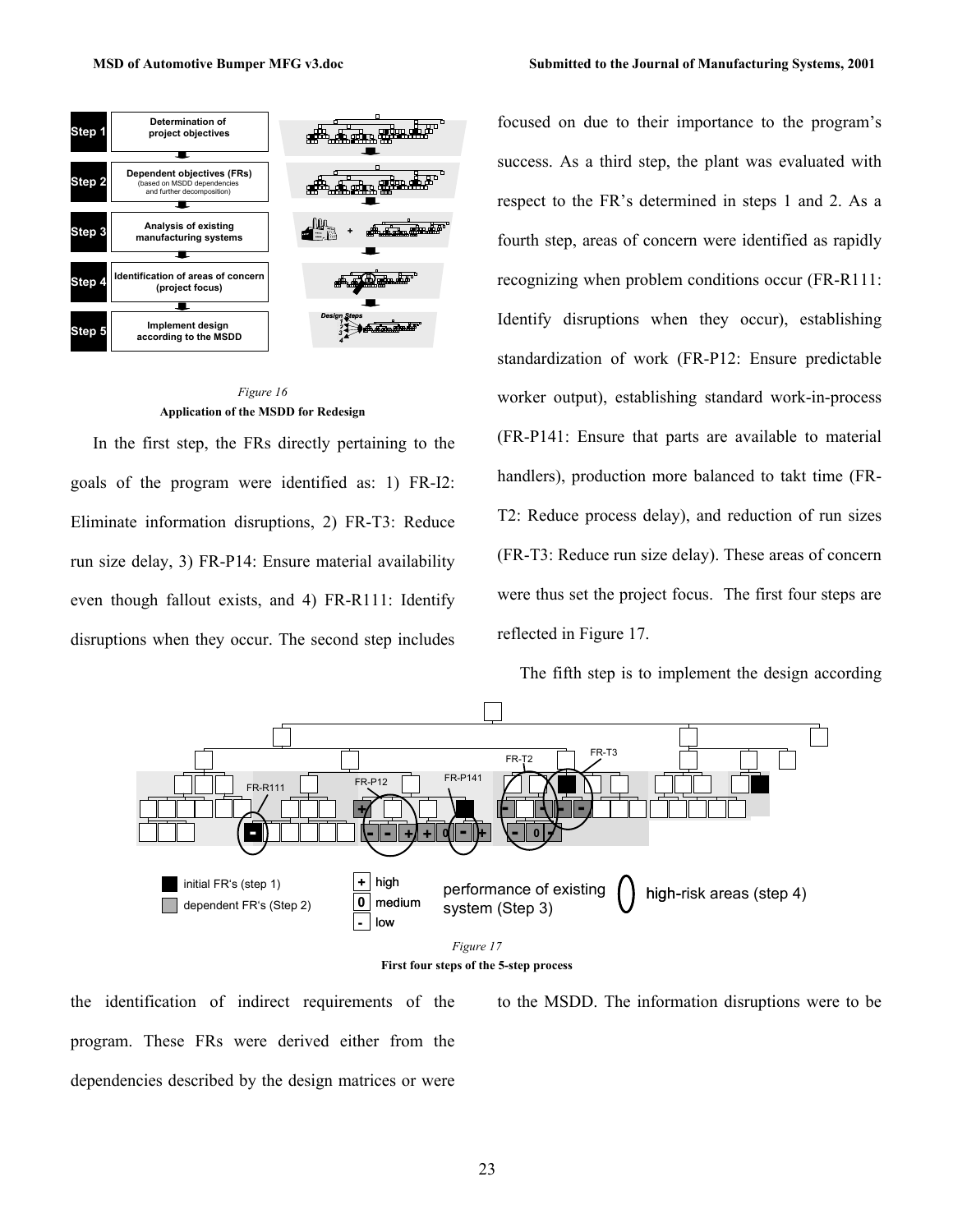Figure 16

**Application of the MSDD for Redesign**

In the first step, the FRs directly pertaining to the goals of the program were identified as: 1) FR-I2: Eliminate information disruptions, 2) FR-T3: Reduce run size delay, 3) FR-P14: Ensure material availability even though fallout exists, and 4) FR-R111: Identify disruptions when they occur. The second step includes the identification of indirect requirements of the program. These FRs were derived either from the dependencies described by the design matrices or were focused on due to their importance to the program's success. As a third step, the plant was evaluated with respect to the FR's determined in steps 1 and 2. As a fourth step, areas of concern were identified as rapidly recognizing when problem conditions occur (FR-R111: Identify disruptions when they occur), establishing standardization of work (FR-P12: Ensure predictable worker output), establishing standard work-in-process (FR-P141: Ensure that parts are available to material handlers), production more balanced to takt time (FR-T2: Reduce process delay), and reduction of run sizes (FR-T3: Reduce run size delay). These areas of concern were thus set the project focus. The first four steps are reflected in Figure 17.

The fifth step is to implement the design according to the MSDD. The information disruptions were to be

Figure 17

**First four steps of the 5-step process**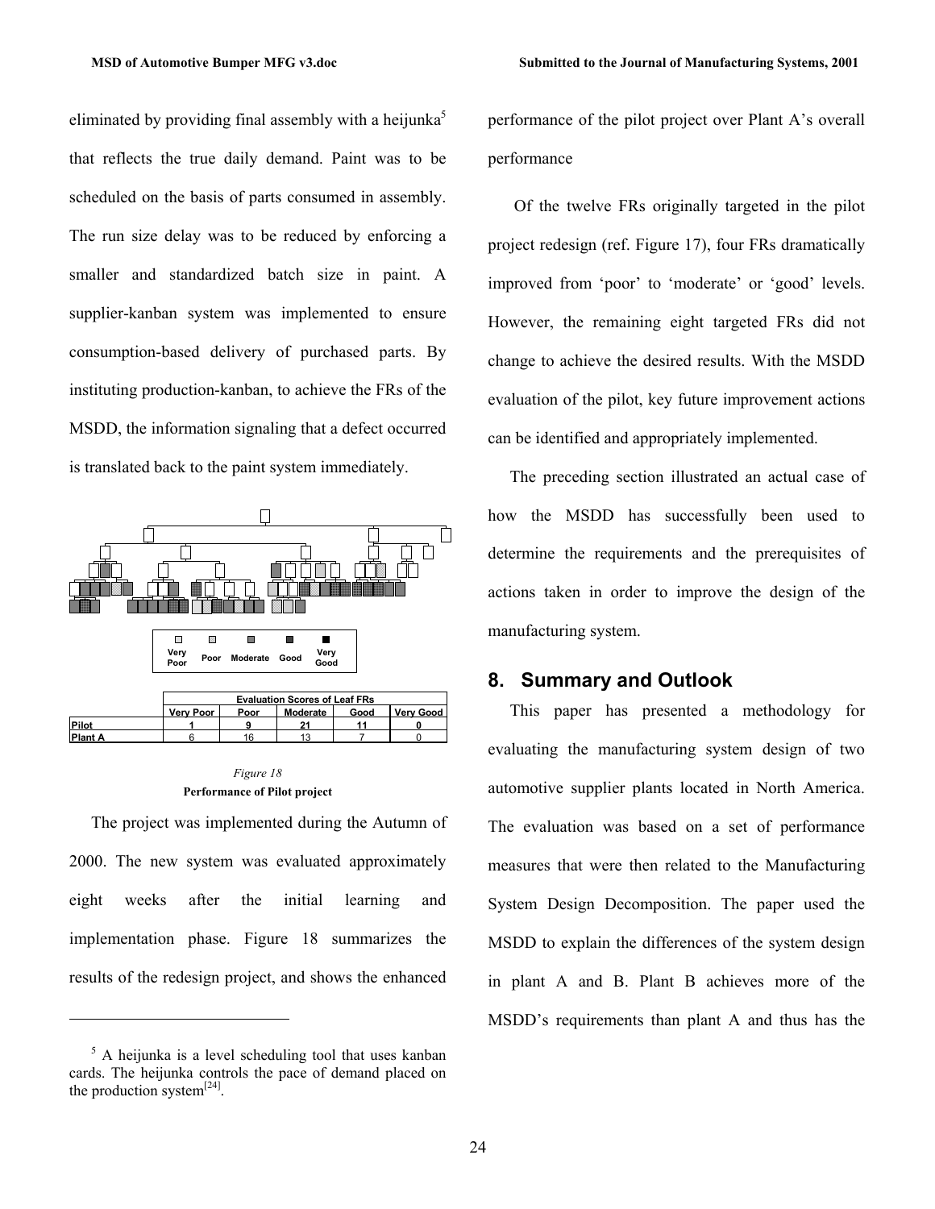eliminated by providing final assembly with a heijunka[5] that reflects the true daily demand. Paint was to be scheduled on the basis of parts consumed in assembly. The run size delay was to be reduced by enforcing a smaller and standardized batch size in paint. A supplier-kanban system was implemented to ensure consumption-based delivery of purchased parts. By instituting production-kanban, to achieve the FRs of the MSDD, the information signaling that a defect occurred is translated back to the paint system immediately.

| | Evaluation Scores of Leaf FRs | | | | |
|---|---|---|---|---|---|
| | Very Poor | Poor | Moderate | Good | Very Good |
| Pilot | 1 | 9 | 21 | 11 | 0 |
| Plant A | 6 | 16 | 13 | 7 | 0 |

*Figure 18*
**Performance of Pilot project**

The project was implemented during the Autumn of 2000. The new system was evaluated approximately eight weeks after the initial learning and implementation phase. Figure 18 summarizes the results of the redesign project, and shows the enhanced performance of the pilot project over Plant A's overall performance

Of the twelve FRs originally targeted in the pilot project redesign (ref. Figure 17), four FRs dramatically improved from 'poor' to 'moderate' or 'good' levels. However, the remaining eight targeted FRs did not change to achieve the desired results. With the MSDD evaluation of the pilot, key future improvement actions can be identified and appropriately implemented.

The preceding section illustrated an actual case of how the MSDD has successfully been used to determine the requirements and the prerequisites of actions taken in order to improve the design of the manufacturing system.

## 8. Summary and Outlook

This paper has presented a methodology for evaluating the manufacturing system design of two automotive supplier plants located in North America. The evaluation was based on a set of performance measures that were then related to the Manufacturing System Design Decomposition. The paper used the MSDD to explain the differences of the system design in plant A and B. Plant B achieves more of the MSDD's requirements than plant A and thus has the

---

[5] A heijunka is a level scheduling tool that uses kanban cards. The heijunka controls the pace of demand placed on the production system[24].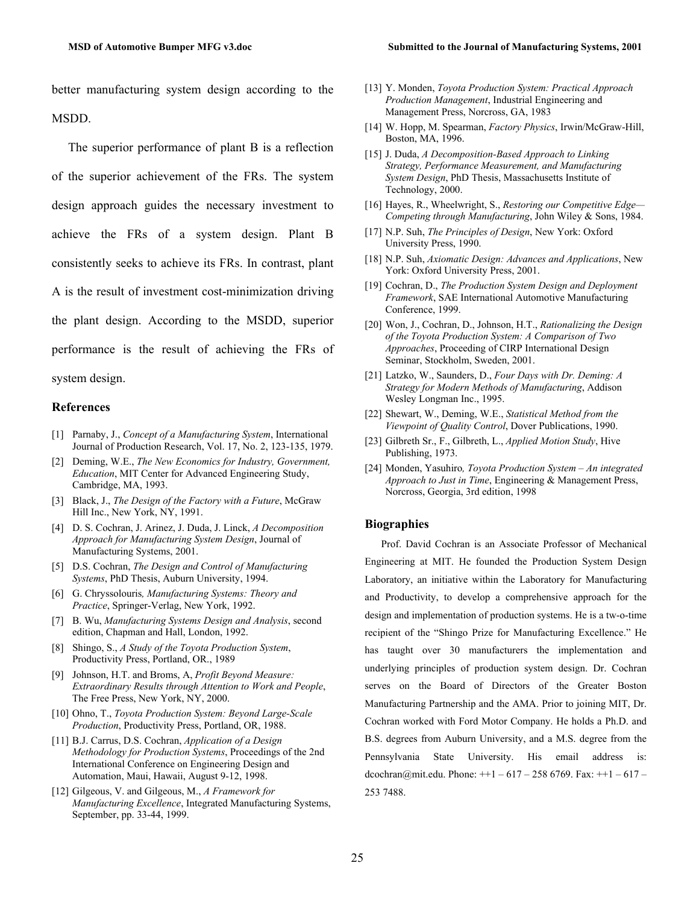better manufacturing system design according to the MSDD.

The superior performance of plant B is a reflection of the superior achievement of the FRs. The system design approach guides the necessary investment to achieve the FRs of a system design. Plant B consistently seeks to achieve its FRs. In contrast, plant A is the result of investment cost-minimization driving the plant design. According to the MSDD, superior performance is the result of achieving the FRs of system design.

### References

[1] Parnaby, J., *Concept of a Manufacturing System*, International Journal of Production Research, Vol. 17, No. 2, 123-135, 1979.

[2] Deming, W.E., *The New Economics for Industry, Government, Education*, MIT Center for Advanced Engineering Study, Cambridge, MA, 1993.

[3] Black, J., *The Design of the Factory with a Future*, McGraw Hill Inc., New York, NY, 1991.

[4] D. S. Cochran, J. Arinez, J. Duda, J. Linck, *A Decomposition Approach for Manufacturing System Design*, Journal of Manufacturing Systems, 2001.

[5] D.S. Cochran, *The Design and Control of Manufacturing Systems*, PhD Thesis, Auburn University, 1994.

[6] G. Chryssolouris*, Manufacturing Systems: Theory and Practice*, Springer-Verlag, New York, 1992.

[7] B. Wu, *Manufacturing Systems Design and Analysis*, second edition, Chapman and Hall, London, 1992.

[8] Shingo, S., *A Study of the Toyota Production System*, Productivity Press, Portland, OR., 1989

[9] Johnson, H.T. and Broms, A, *Profit Beyond Measure: Extraordinary Results through Attention to Work and People*, The Free Press, New York, NY, 2000.

[10] Ohno, T., *Toyota Production System: Beyond Large-Scale Production*, Productivity Press, Portland, OR, 1988.

[11] B.J. Carrus, D.S. Cochran, *Application of a Design Methodology for Production Systems*, Proceedings of the 2nd International Conference on Engineering Design and Automation, Maui, Hawaii, August 9-12, 1998.

[12] Gilgeous, V. and Gilgeous, M., *A Framework for Manufacturing Excellence*, Integrated Manufacturing Systems, September, pp. 33-44, 1999.

[13] Y. Monden, *Toyota Production System: Practical Approach Production Management*, Industrial Engineering and Management Press, Norcross, GA, 1983

[14] W. Hopp, M. Spearman, *Factory Physics*, Irwin/McGraw-Hill, Boston, MA, 1996.

[15] J. Duda, *A Decomposition-Based Approach to Linking Strategy, Performance Measurement, and Manufacturing System Design*, PhD Thesis, Massachusetts Institute of Technology, 2000.

[16] Hayes, R., Wheelwright, S., *Restoring our Competitive Edge—Competing through Manufacturing*, John Wiley & Sons, 1984.

[17] N.P. Suh, *The Principles of Design*, New York: Oxford University Press, 1990.

[18] N.P. Suh, *Axiomatic Design: Advances and Applications*, New York: Oxford University Press, 2001.

[19] Cochran, D., *The Production System Design and Deployment Framework*, SAE International Automotive Manufacturing Conference, 1999.

[20] Won, J., Cochran, D., Johnson, H.T., *Rationalizing the Design of the Toyota Production System: A Comparison of Two Approaches*, Proceeding of CIRP International Design Seminar, Stockholm, Sweden, 2001.

[21] Latzko, W., Saunders, D., *Four Days with Dr. Deming: A Strategy for Modern Methods of Manufacturing*, Addison Wesley Longman Inc., 1995.

[22] Shewart, W., Deming, W.E., *Statistical Method from the Viewpoint of Quality Control*, Dover Publications, 1990.

[23] Gilbreth Sr., F., Gilbreth, L., *Applied Motion Study*, Hive Publishing, 1973.

[24] Monden, Yasuhiro*, Toyota Production System – An integrated Approach to Just in Time*, Engineering & Management Press, Norcross, Georgia, 3rd edition, 1998

### Biographies

Prof. David Cochran is an Associate Professor of Mechanical Engineering at MIT. He founded the Production System Design Laboratory, an initiative within the Laboratory for Manufacturing and Productivity, to develop a comprehensive approach for the design and implementation of production systems. He is a tw-o-time recipient of the "Shingo Prize for Manufacturing Excellence." He has taught over 30 manufacturers the implementation and underlying principles of production system design. Dr. Cochran serves on the Board of Directors of the Greater Boston Manufacturing Partnership and the AMA. Prior to joining MIT, Dr. Cochran worked with Ford Motor Company. He holds a Ph.D. and B.S. degrees from Auburn University, and a M.S. degree from the Pennsylvania State University. His email address is: dcochran@mit.edu. Phone: ++1 – 617 – 258 6769. Fax: ++1 – 617 – 253 7488.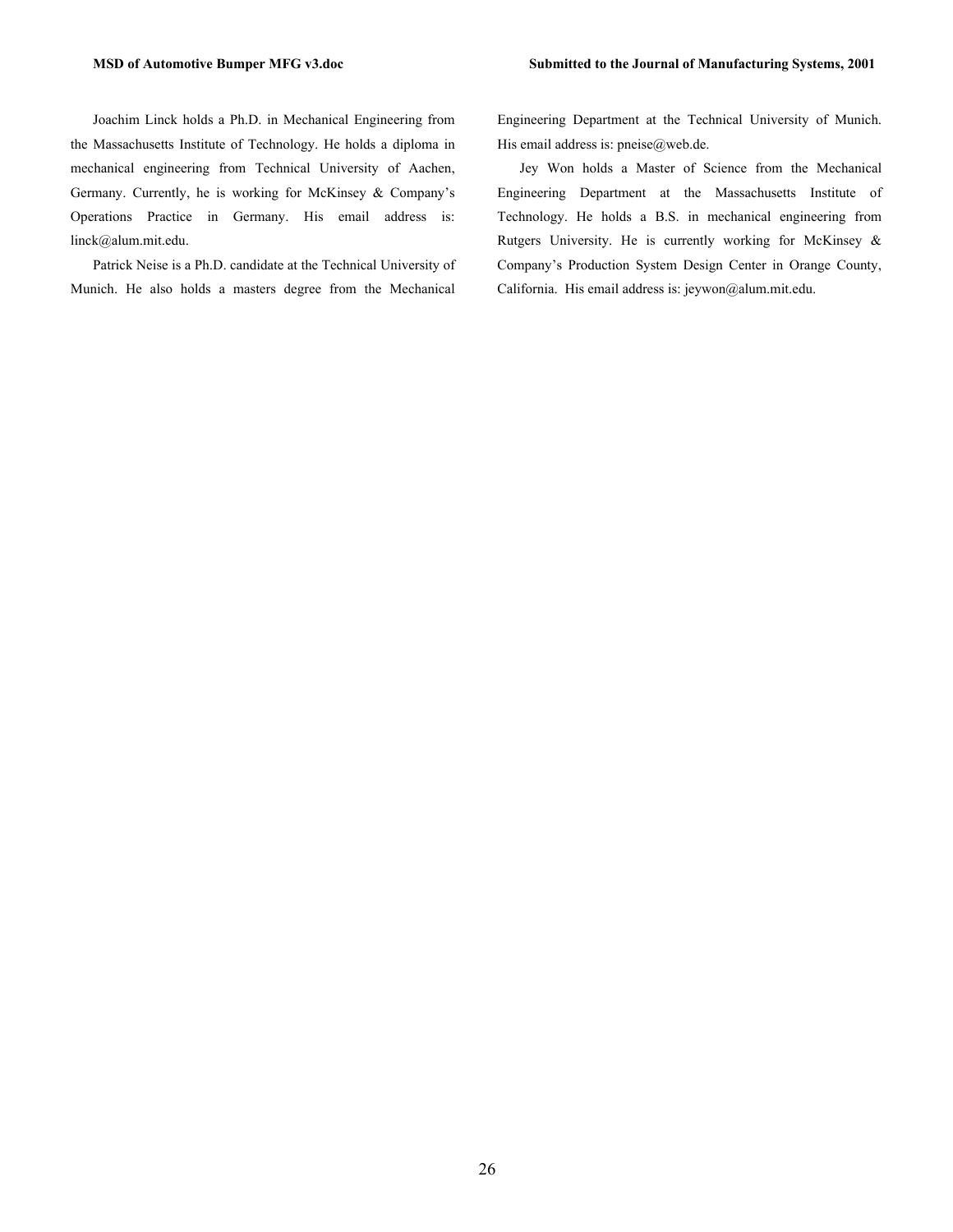Joachim Linck holds a Ph.D. in Mechanical Engineering from the Massachusetts Institute of Technology. He holds a diploma in mechanical engineering from Technical University of Aachen, Germany. Currently, he is working for McKinsey & Company's Operations Practice in Germany. His email address is: linck@alum.mit.edu.

Patrick Neise is a Ph.D. candidate at the Technical University of Munich. He also holds a masters degree from the Mechanical Engineering Department at the Technical University of Munich. His email address is: pneise@web.de.

Jey Won holds a Master of Science from the Mechanical Engineering Department at the Massachusetts Institute of Technology. He holds a B.S. in mechanical engineering from Rutgers University. He is currently working for McKinsey & Company's Production System Design Center in Orange County, California. His email address is: jeywon@alum.mit.edu.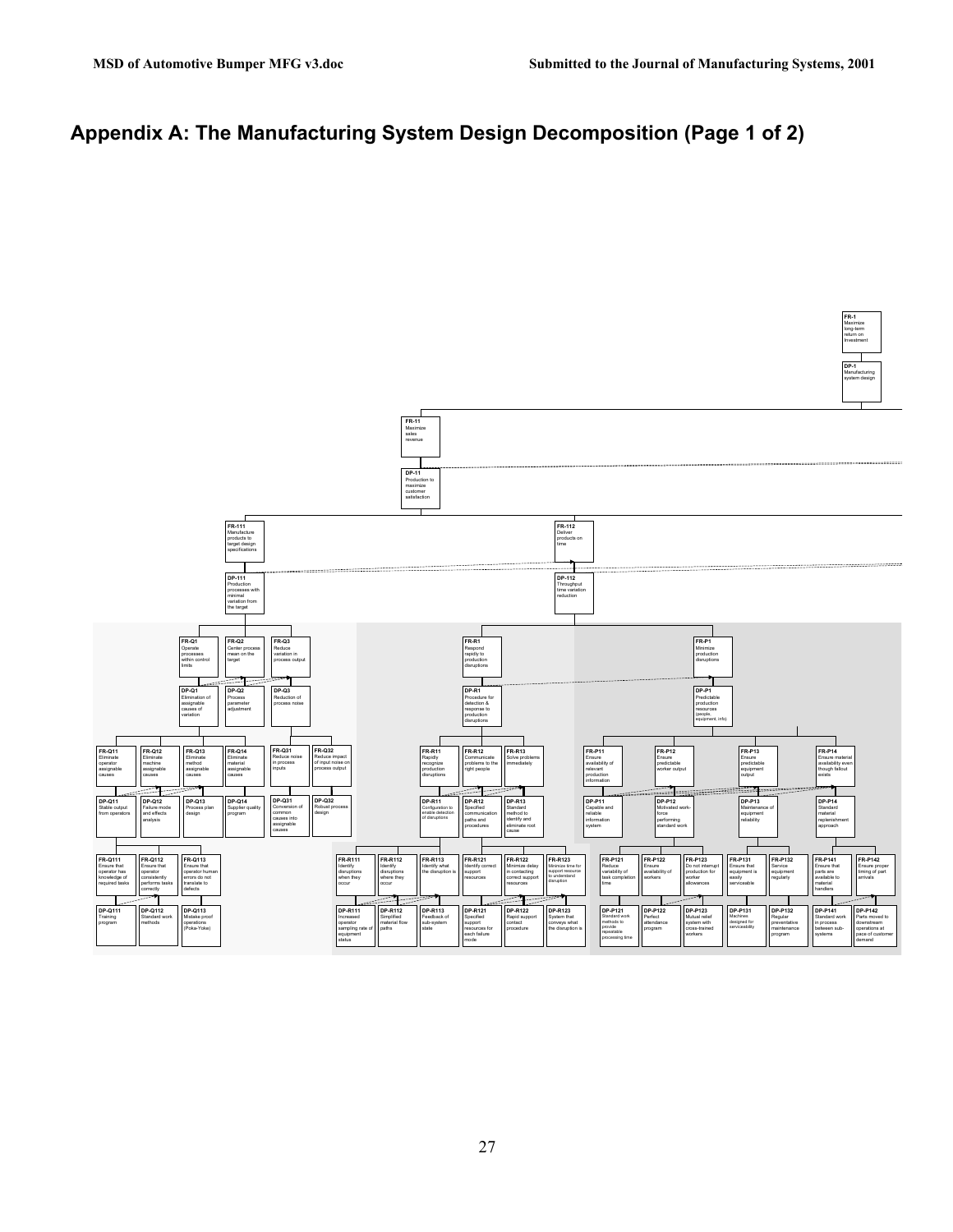## Appendix A: The Manufacturing System Design Decomposition (Page 1 of 2)

**FR-1** Maximize long-term return on investment

**DP-1** Manufacturing system design

**FR-11** Maximize sales revenue

**DP-11** Production to maximize customer satisfaction

**FR-111** Manufacture products to target design specifications

**DP-111** Production processes with minimal variation from the target

**FR-112** Deliver products on time

**DP-112** Throughput time variation reduction

**FR-Q1** Operate processes within control limits

**DP-Q1** Elimination of assignable causes of variation

**FR-Q2** Center process mean on the target

**DP-Q2** Process parameter adjustment

**FR-Q3** Reduce variation in process output

**DP-Q3** Reduction of process noise

**FR-Q11** Eliminate operator assignable causes

**DP-Q11** Stable output from operators

**FR-Q12** Eliminate machine assignable causes

**DP-Q12** Failure mode and effects analysis

**FR-Q13** Eliminate method assignable causes

**DP-Q13** Process plan design

**FR-Q14** Eliminate material assignable causes

**DP-Q14** Supplier quality program

**FR-Q31** Reduce noise in process inputs

**DP-Q31** Conversion of common causes into assignable causes

**FR-Q32** Reduce impact of input noise on process output

**DP-Q32** Robust process design

**FR-Q111** Ensure that operator has knowledge of required tasks

**DP-Q111** Training program

**FR-Q112** Ensure that operator consistently performs tasks correctly

**DP-Q112** Standard work methods

**FR-Q113** Ensure that operator human errors do not translate to defects

**DP-Q113** Mistake proof operations (Poka-Yoke)

**FR-R1** Respond rapidly to production disruptions

**DP-R1** Procedure for detection & response to production disruptions

**FR-R11** Rapidly recognize production disruptions

**DP-R11** Configuration to enable detection of disruptions

**FR-R12** Communicate problems to the right people

**DP-R12** Specified communication paths and procedures

**FR-R13** Solve problems immediately

**DP-R13** Standard method to identify and eliminate root cause

**FR-R111** Identify disruptions when they occur

**DP-R111** Increased operator sampling rate of equipment status

**FR-R112** Identify disruptions where they occur

**DP-R112** Simplified material flow paths

**FR-R113** Identify what the disruption is

**DP-R113** Feedback of sub-system state

**FR-R121** Identify correct support resources

**DP-R121** Specified support resources for each failure mode

**FR-R122** Minimize delay in contacting correct support resources

**DP-R122** Rapid support contact procedure

**FR-R123** Minimize time for support resource to understand disruption

**DP-R123** System that conveys what the disruption is

**FR-P1** Minimize production disruptions

**DP-P1** Predictable production resources (people, equipment, info)

**FR-P11** Ensure availability of relevant production information

**DP-P11** Capable and reliable information system

**FR-P12** Ensure predictable worker output

**DP-P12** Motivated work-force performing standard work

**FR-P13** Ensure predictable equipment output

**DP-P13** Maintenance of equipment reliability

**FR-P14** Ensure material availability even though fallout exists

**DP-P14** Standard material replenishment approach

**FR-P121** Reduce variability of task completion time

**DP-P121** Standard work methods to provide repeatable processing time

**FR-P122** Ensure availability of workers

**DP-P122** Perfect attendance program

**FR-P123** Do not interrupt production for worker allowances

**DP-P123** Mutual relief system with cross-trained workers

**FR-P131** Ensure that equipment is easily serviceable

**DP-P131** Machines designed for serviceability

**FR-P132** Service equipment regularly

**DP-P132** Regular preventative maintenance program

**FR-P141** Ensure that parts are available to material handlers

**DP-P141** Standard work in process between sub-systems

**FR-P142** Ensure proper timing of part arrivals

**DP-P142** Parts moved to downstream operations at pace of customer demand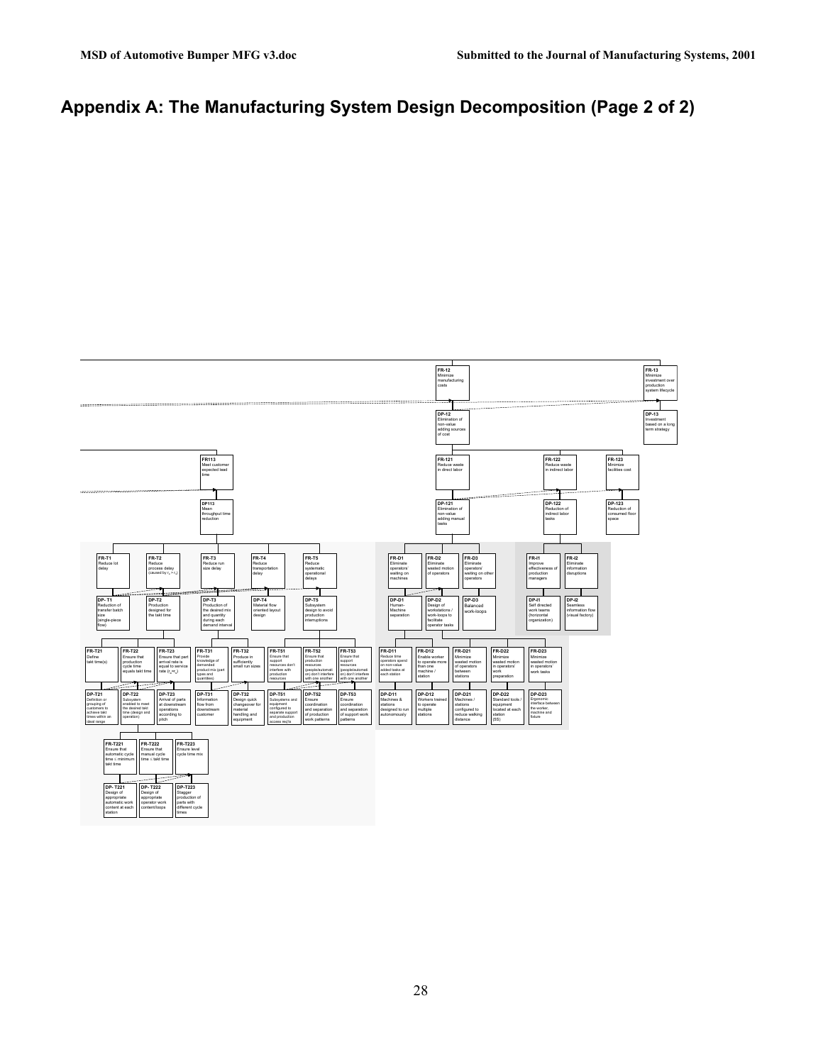## Appendix A: The Manufacturing System Design Decomposition (Page 2 of 2)

**FR-12** Minimize manufacturing costs

**DP-12** Elimination of non-value adding sources of cost

**FR-13** Minimize investment over production system lifecycle

**DP-13** Investment based on a long term strategy

**FR113** Meet customer expected lead time

**DP113** Mean throughput time reduction

**FR-121** Reduce waste in direct labor

**DP-121** Elimination of non-value adding manual tasks

**FR-122** Reduce waste in indirect labor

**DP-122** Reduction of indirect labor tasks

**FR-123** Minimize facilities cost

**DP-123** Reduction of consumed floor space

**FR-T1** Reduce lot delay

**DP- T1** Reduction of transfer batch size (single-piece flow)

**FR-T2** Reduce process delay (caused by $r_a > r_c$)

**DP-T2** Production designed for the takt time

**FR-T3** Reduce run size delay

**DP-T3** Production of the desired mix and quantity during each demand interval

**FR-T4** Reduce transportation delay

**DP-T4** Material flow oriented layout design

**FR-T5** Reduce systematic operational delays

**DP-T5** Subsystem design to avoid production interruptions

**FR-D1** Eliminate operators' waiting on machines

**DP-D1** Human-Machine separation

**FR-D2** Eliminate wasted motion of operators

**DP-D2** Design of workstations / work-loops to facilitate operator tasks

**FR-D3** Eliminate operators' waiting on other operators

**DP-D3** Balanced work-loops

**FR-I1** Improve effectiveness of production managers

**DP-I1** Self directed work teams (horizontal organization)

**FR-I2** Eliminate information disruptions

**DP-I2** Seamless information flow (visual factory)

**FR-T21** Define takt time(s)

**DP-T21** Definition or grouping of customers to achieve takt times within an ideal range

**FR-T22** Ensure that production cycle time equals takt time

**DP-T22** Subsystem enabled to meet the desired takt time (design and operation)

**FR-T23** Ensure that part arrival rate is equal to service rate ($r_a = r_c$)

**DP-T23** Arrival of parts at downstream operations according to pitch

**FR-T31** Provide knowledge of demanded product mix (part types and quantities)

**DP-T31** Information flow from downstream customer

**FR-T32** Produce in sufficiently small run sizes

**DP-T32** Design quick changeover for material handling and equipment

**FR-T51** Ensure that support resources don't interfere with production resources

**DP-T51** Subsystems and equipment configured to separate support and production access req'ts

**FR-T52** Ensure that production resources (people/automation) don't interfere with one another

**DP-T52** Ensure coordination and separation of production work patterns

**FR-T53** Ensure that support resources (people/automation) don't interfere with one another

**DP-T53** Ensure coordination and separation of support work patterns

**FR-D11** Reduce time operators spend on non-value added tasks at each station

**DP-D11** Machines & stations designed to run autonomously

**FR-D12** Enable worker to operate more than one machine / station

**DP-D12** Workers trained to operate multiple stations

**FR-D21** Minimize wasted motion of operators between stations

**DP-D21** Machines / stations configured to reduce walking distance

**FR-D22** Minimize wasted motion in operators' work preparation

**DP-D22** Standard tools / equipment located at each station (5S)

**FR-D23** Minimize wasted motion in operators' work tasks

**DP-D23** Ergonomic interface between the worker, machine and fixture

**FR-T221** Ensure that automatic cycle time ≤ minimum takt time

**DP- T221** Design of appropriate automatic work content at each station

**FR-T222** Ensure that manual cycle time ≤ takt time

**DP- T222** Design of appropriate operator work content/loops

**FR-T223** Ensure level cycle time mix

**DP-T223** Stagger production of parts with different cycle times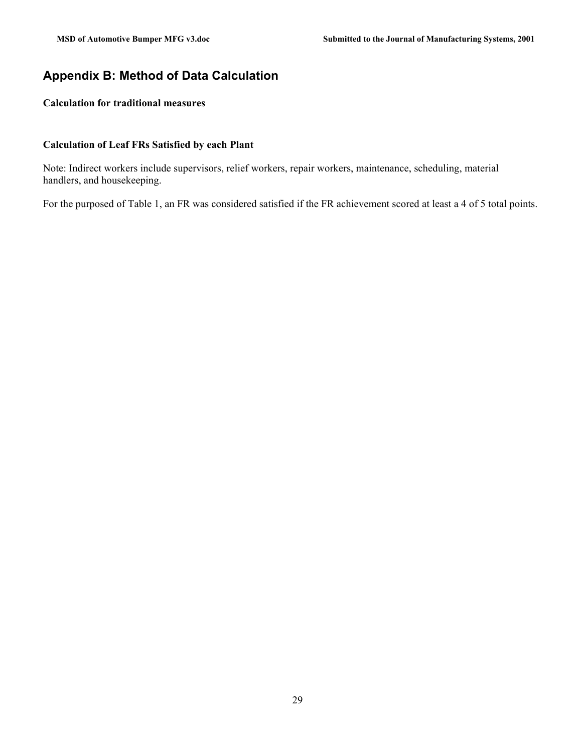# Appendix B: Method of Data Calculation

**Calculation for traditional measures**

**Calculation of Leaf FRs Satisfied by each Plant**

Note: Indirect workers include supervisors, relief workers, repair workers, maintenance, scheduling, material handlers, and housekeeping.

For the purposed of Table 1, an FR was considered satisfied if the FR achievement scored at least a 4 of 5 total points.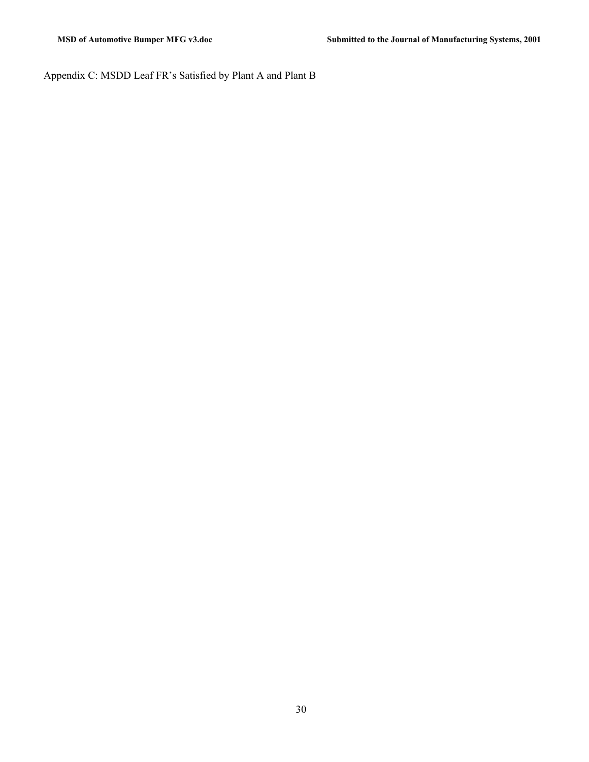Appendix C: MSDD Leaf FR's Satisfied by Plant A and Plant B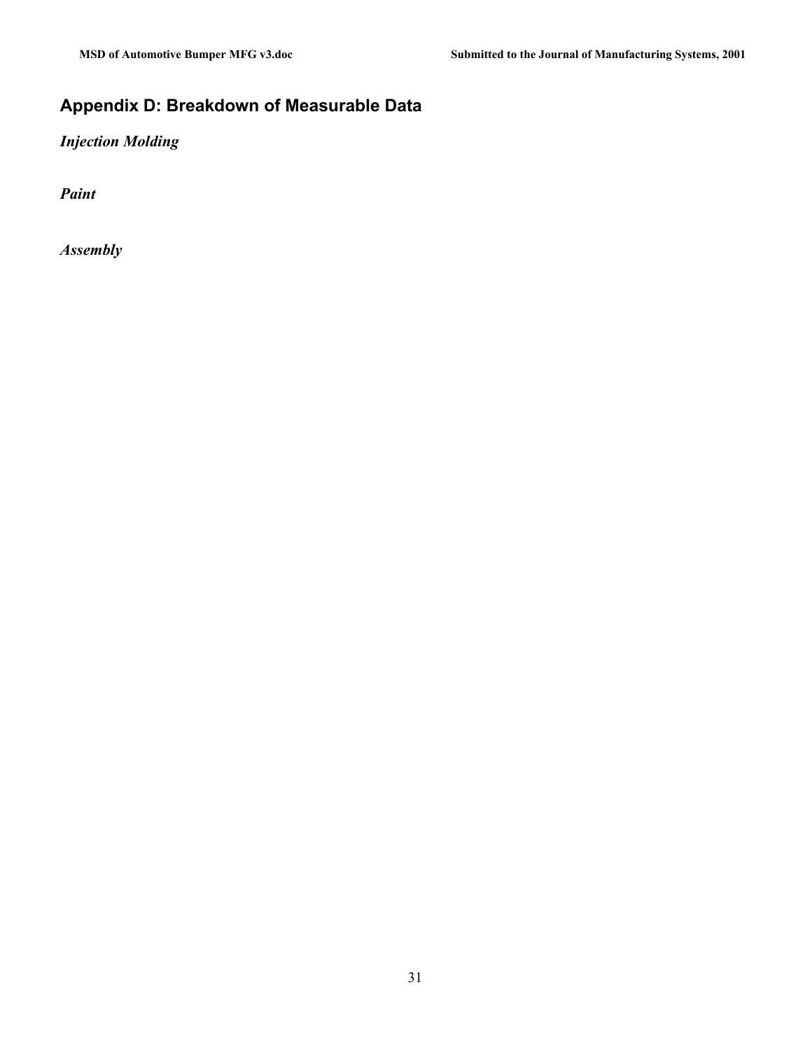## Appendix D: Breakdown of Measurable Data

### *Injection Molding*

### *Paint*

### *Assembly*